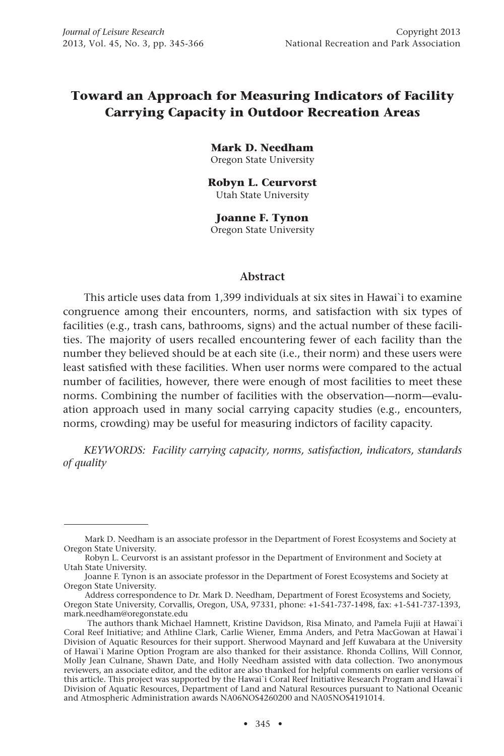# Toward an Approach for Measuring Indicators of Facility Carrying Capacity in Outdoor Recreation Areas

**Mark D. Needham**
Oregon State University

**Robyn L. Ceurvorst**
Utah State University

**Joanne F. Tynon**
Oregon State University

## Abstract

This article uses data from 1,399 individuals at six sites in Hawai`i to examine congruence among their encounters, norms, and satisfaction with six types of facilities (e.g., trash cans, bathrooms, signs) and the actual number of these facilities. The majority of users recalled encountering fewer of each facility than the number they believed should be at each site (i.e., their norm) and these users were least satisfied with these facilities. When user norms were compared to the actual number of facilities, however, there were enough of most facilities to meet these norms. Combining the number of facilities with the observation—norm—evaluation approach used in many social carrying capacity studies (e.g., encounters, norms, crowding) may be useful for measuring indictors of facility capacity.

*KEYWORDS: Facility carrying capacity, norms, satisfaction, indicators, standards of quality*

---

Mark D. Needham is an associate professor in the Department of Forest Ecosystems and Society at Oregon State University.

Robyn L. Ceurvorst is an assistant professor in the Department of Environment and Society at Utah State University.

Joanne F. Tynon is an associate professor in the Department of Forest Ecosystems and Society at Oregon State University.

Address correspondence to Dr. Mark D. Needham, Department of Forest Ecosystems and Society, Oregon State University, Corvallis, Oregon, USA, 97331, phone: +1-541-737-1498, fax: +1-541-737-1393, mark.needham@oregonstate.edu

The authors thank Michael Hamnett, Kristine Davidson, Risa Minato, and Pamela Fujii at Hawai`i Coral Reef Initiative; and Athline Clark, Carlie Wiener, Emma Anders, and Petra MacGowan at Hawai`i Division of Aquatic Resources for their support. Sherwood Maynard and Jeff Kuwabara at the University of Hawai`i Marine Option Program are also thanked for their assistance. Rhonda Collins, Will Connor, Molly Jean Culnane, Shawn Date, and Holly Needham assisted with data collection. Two anonymous reviewers, an associate editor, and the editor are also thanked for helpful comments on earlier versions of this article. This project was supported by the Hawai`i Coral Reef Initiative Research Program and Hawai`i Division of Aquatic Resources, Department of Land and Natural Resources pursuant to National Oceanic and Atmospheric Administration awards NA06NOS4260200 and NA05NOS4191014.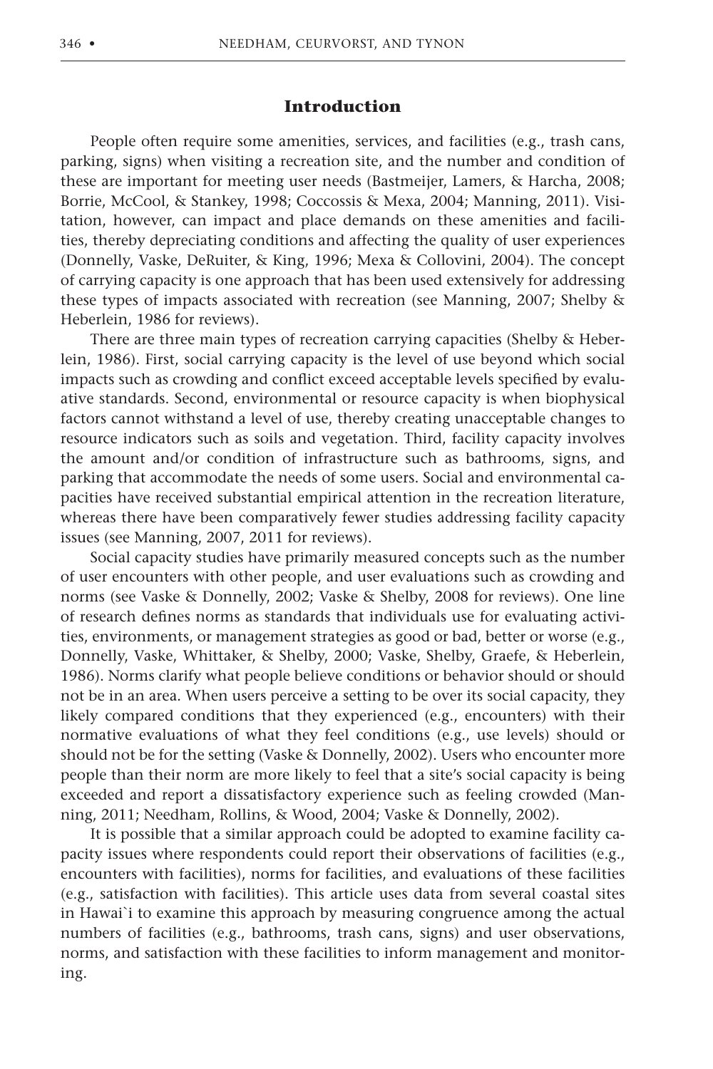## Introduction

People often require some amenities, services, and facilities (e.g., trash cans, parking, signs) when visiting a recreation site, and the number and condition of these are important for meeting user needs (Bastmeijer, Lamers, & Harcha, 2008; Borrie, McCool, & Stankey, 1998; Coccossis & Mexa, 2004; Manning, 2011). Visitation, however, can impact and place demands on these amenities and facilities, thereby depreciating conditions and affecting the quality of user experiences (Donnelly, Vaske, DeRuiter, & King, 1996; Mexa & Collovini, 2004). The concept of carrying capacity is one approach that has been used extensively for addressing these types of impacts associated with recreation (see Manning, 2007; Shelby & Heberlein, 1986 for reviews).

There are three main types of recreation carrying capacities (Shelby & Heberlein, 1986). First, social carrying capacity is the level of use beyond which social impacts such as crowding and conflict exceed acceptable levels specified by evaluative standards. Second, environmental or resource capacity is when biophysical factors cannot withstand a level of use, thereby creating unacceptable changes to resource indicators such as soils and vegetation. Third, facility capacity involves the amount and/or condition of infrastructure such as bathrooms, signs, and parking that accommodate the needs of some users. Social and environmental capacities have received substantial empirical attention in the recreation literature, whereas there have been comparatively fewer studies addressing facility capacity issues (see Manning, 2007, 2011 for reviews).

Social capacity studies have primarily measured concepts such as the number of user encounters with other people, and user evaluations such as crowding and norms (see Vaske & Donnelly, 2002; Vaske & Shelby, 2008 for reviews). One line of research defines norms as standards that individuals use for evaluating activities, environments, or management strategies as good or bad, better or worse (e.g., Donnelly, Vaske, Whittaker, & Shelby, 2000; Vaske, Shelby, Graefe, & Heberlein, 1986). Norms clarify what people believe conditions or behavior should or should not be in an area. When users perceive a setting to be over its social capacity, they likely compared conditions that they experienced (e.g., encounters) with their normative evaluations of what they feel conditions (e.g., use levels) should or should not be for the setting (Vaske & Donnelly, 2002). Users who encounter more people than their norm are more likely to feel that a site's social capacity is being exceeded and report a dissatisfactory experience such as feeling crowded (Manning, 2011; Needham, Rollins, & Wood, 2004; Vaske & Donnelly, 2002).

It is possible that a similar approach could be adopted to examine facility capacity issues where respondents could report their observations of facilities (e.g., encounters with facilities), norms for facilities, and evaluations of these facilities (e.g., satisfaction with facilities). This article uses data from several coastal sites in Hawai`i to examine this approach by measuring congruence among the actual numbers of facilities (e.g., bathrooms, trash cans, signs) and user observations, norms, and satisfaction with these facilities to inform management and monitoring.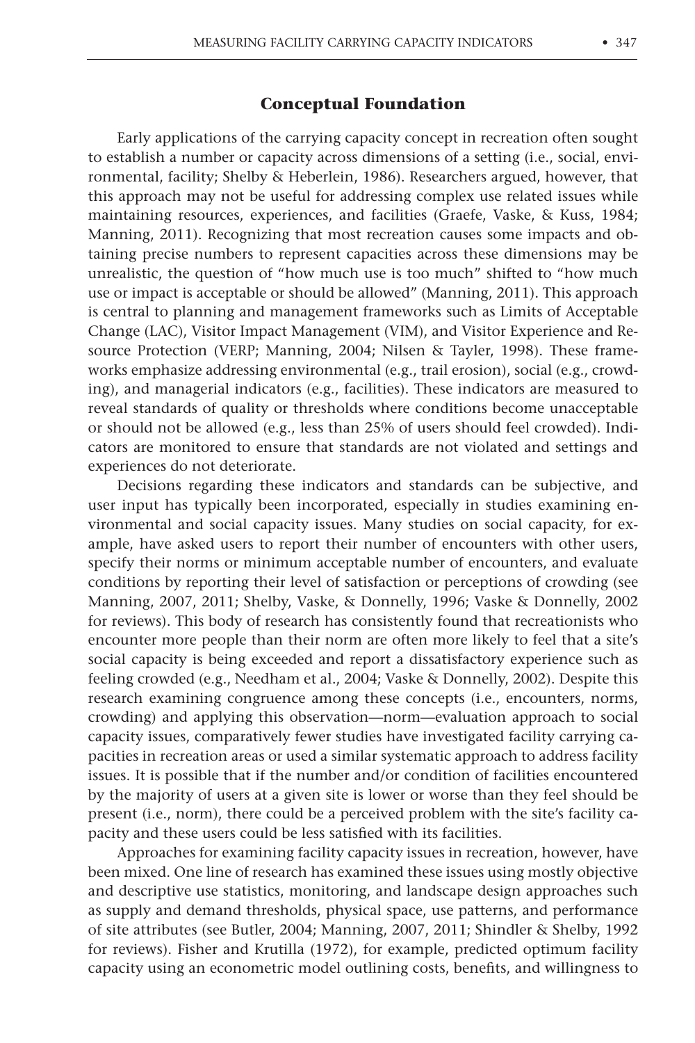## Conceptual Foundation

Early applications of the carrying capacity concept in recreation often sought to establish a number or capacity across dimensions of a setting (i.e., social, environmental, facility; Shelby & Heberlein, 1986). Researchers argued, however, that this approach may not be useful for addressing complex use related issues while maintaining resources, experiences, and facilities (Graefe, Vaske, & Kuss, 1984; Manning, 2011). Recognizing that most recreation causes some impacts and obtaining precise numbers to represent capacities across these dimensions may be unrealistic, the question of "how much use is too much" shifted to "how much use or impact is acceptable or should be allowed" (Manning, 2011). This approach is central to planning and management frameworks such as Limits of Acceptable Change (LAC), Visitor Impact Management (VIM), and Visitor Experience and Resource Protection (VERP; Manning, 2004; Nilsen & Tayler, 1998). These frameworks emphasize addressing environmental (e.g., trail erosion), social (e.g., crowding), and managerial indicators (e.g., facilities). These indicators are measured to reveal standards of quality or thresholds where conditions become unacceptable or should not be allowed (e.g., less than 25% of users should feel crowded). Indicators are monitored to ensure that standards are not violated and settings and experiences do not deteriorate.

Decisions regarding these indicators and standards can be subjective, and user input has typically been incorporated, especially in studies examining environmental and social capacity issues. Many studies on social capacity, for example, have asked users to report their number of encounters with other users, specify their norms or minimum acceptable number of encounters, and evaluate conditions by reporting their level of satisfaction or perceptions of crowding (see Manning, 2007, 2011; Shelby, Vaske, & Donnelly, 1996; Vaske & Donnelly, 2002 for reviews). This body of research has consistently found that recreationists who encounter more people than their norm are often more likely to feel that a site's social capacity is being exceeded and report a dissatisfactory experience such as feeling crowded (e.g., Needham et al., 2004; Vaske & Donnelly, 2002). Despite this research examining congruence among these concepts (i.e., encounters, norms, crowding) and applying this observation—norm—evaluation approach to social capacity issues, comparatively fewer studies have investigated facility carrying capacities in recreation areas or used a similar systematic approach to address facility issues. It is possible that if the number and/or condition of facilities encountered by the majority of users at a given site is lower or worse than they feel should be present (i.e., norm), there could be a perceived problem with the site's facility capacity and these users could be less satisfied with its facilities.

Approaches for examining facility capacity issues in recreation, however, have been mixed. One line of research has examined these issues using mostly objective and descriptive use statistics, monitoring, and landscape design approaches such as supply and demand thresholds, physical space, use patterns, and performance of site attributes (see Butler, 2004; Manning, 2007, 2011; Shindler & Shelby, 1992 for reviews). Fisher and Krutilla (1972), for example, predicted optimum facility capacity using an econometric model outlining costs, benefits, and willingness to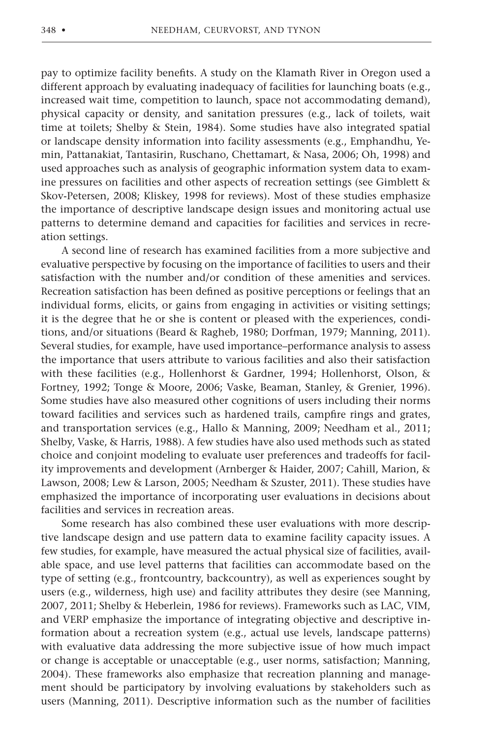pay to optimize facility benefits. A study on the Klamath River in Oregon used a different approach by evaluating inadequacy of facilities for launching boats (e.g., increased wait time, competition to launch, space not accommodating demand), physical capacity or density, and sanitation pressures (e.g., lack of toilets, wait time at toilets; Shelby & Stein, 1984). Some studies have also integrated spatial or landscape density information into facility assessments (e.g., Emphandhu, Yemin, Pattanakiat, Tantasirin, Ruschano, Chettamart, & Nasa, 2006; Oh, 1998) and used approaches such as analysis of geographic information system data to examine pressures on facilities and other aspects of recreation settings (see Gimblett & Skov-Petersen, 2008; Kliskey, 1998 for reviews). Most of these studies emphasize the importance of descriptive landscape design issues and monitoring actual use patterns to determine demand and capacities for facilities and services in recreation settings.

A second line of research has examined facilities from a more subjective and evaluative perspective by focusing on the importance of facilities to users and their satisfaction with the number and/or condition of these amenities and services. Recreation satisfaction has been defined as positive perceptions or feelings that an individual forms, elicits, or gains from engaging in activities or visiting settings; it is the degree that he or she is content or pleased with the experiences, conditions, and/or situations (Beard & Ragheb, 1980; Dorfman, 1979; Manning, 2011). Several studies, for example, have used importance–performance analysis to assess the importance that users attribute to various facilities and also their satisfaction with these facilities (e.g., Hollenhorst & Gardner, 1994; Hollenhorst, Olson, & Fortney, 1992; Tonge & Moore, 2006; Vaske, Beaman, Stanley, & Grenier, 1996). Some studies have also measured other cognitions of users including their norms toward facilities and services such as hardened trails, campfire rings and grates, and transportation services (e.g., Hallo & Manning, 2009; Needham et al., 2011; Shelby, Vaske, & Harris, 1988). A few studies have also used methods such as stated choice and conjoint modeling to evaluate user preferences and tradeoffs for facility improvements and development (Arnberger & Haider, 2007; Cahill, Marion, & Lawson, 2008; Lew & Larson, 2005; Needham & Szuster, 2011). These studies have emphasized the importance of incorporating user evaluations in decisions about facilities and services in recreation areas.

Some research has also combined these user evaluations with more descriptive landscape design and use pattern data to examine facility capacity issues. A few studies, for example, have measured the actual physical size of facilities, available space, and use level patterns that facilities can accommodate based on the type of setting (e.g., frontcountry, backcountry), as well as experiences sought by users (e.g., wilderness, high use) and facility attributes they desire (see Manning, 2007, 2011; Shelby & Heberlein, 1986 for reviews). Frameworks such as LAC, VIM, and VERP emphasize the importance of integrating objective and descriptive information about a recreation system (e.g., actual use levels, landscape patterns) with evaluative data addressing the more subjective issue of how much impact or change is acceptable or unacceptable (e.g., user norms, satisfaction; Manning, 2004). These frameworks also emphasize that recreation planning and management should be participatory by involving evaluations by stakeholders such as users (Manning, 2011). Descriptive information such as the number of facilities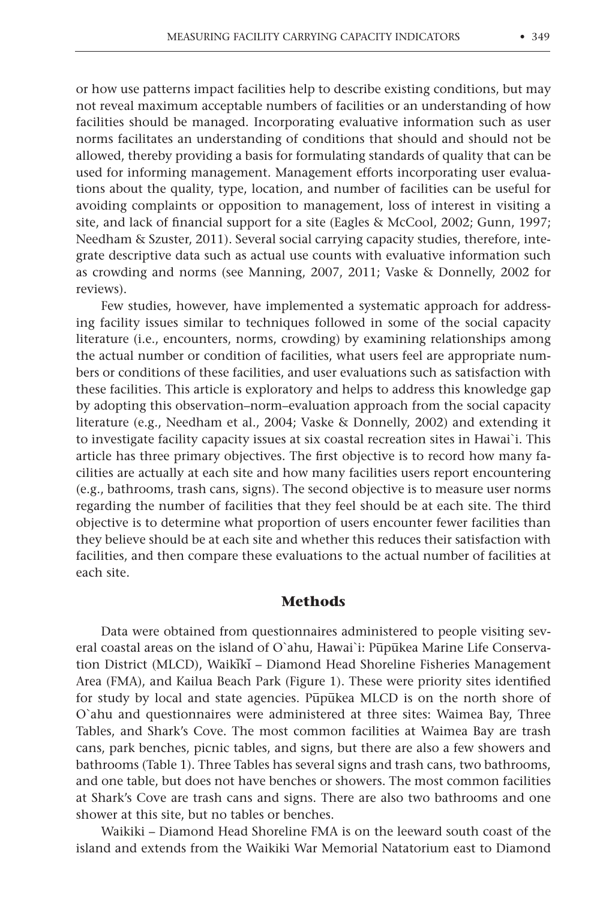or how use patterns impact facilities help to describe existing conditions, but may not reveal maximum acceptable numbers of facilities or an understanding of how facilities should be managed. Incorporating evaluative information such as user norms facilitates an understanding of conditions that should and should not be allowed, thereby providing a basis for formulating standards of quality that can be used for informing management. Management efforts incorporating user evaluations about the quality, type, location, and number of facilities can be useful for avoiding complaints or opposition to management, loss of interest in visiting a site, and lack of financial support for a site (Eagles & McCool, 2002; Gunn, 1997; Needham & Szuster, 2011). Several social carrying capacity studies, therefore, integrate descriptive data such as actual use counts with evaluative information such as crowding and norms (see Manning, 2007, 2011; Vaske & Donnelly, 2002 for reviews).

Few studies, however, have implemented a systematic approach for addressing facility issues similar to techniques followed in some of the social capacity literature (i.e., encounters, norms, crowding) by examining relationships among the actual number or condition of facilities, what users feel are appropriate numbers or conditions of these facilities, and user evaluations such as satisfaction with these facilities. This article is exploratory and helps to address this knowledge gap by adopting this observation–norm–evaluation approach from the social capacity literature (e.g., Needham et al., 2004; Vaske & Donnelly, 2002) and extending it to investigate facility capacity issues at six coastal recreation sites in Hawai`i. This article has three primary objectives. The first objective is to record how many facilities are actually at each site and how many facilities users report encountering (e.g., bathrooms, trash cans, signs). The second objective is to measure user norms regarding the number of facilities that they feel should be at each site. The third objective is to determine what proportion of users encounter fewer facilities than they believe should be at each site and whether this reduces their satisfaction with facilities, and then compare these evaluations to the actual number of facilities at each site.

## Methods

Data were obtained from questionnaires administered to people visiting several coastal areas on the island of O`ahu, Hawai`i: Pūpūkea Marine Life Conservation District (MLCD), Waikīkī – Diamond Head Shoreline Fisheries Management Area (FMA), and Kailua Beach Park (Figure 1). These were priority sites identified for study by local and state agencies. Pūpūkea MLCD is on the north shore of O`ahu and questionnaires were administered at three sites: Waimea Bay, Three Tables, and Shark's Cove. The most common facilities at Waimea Bay are trash cans, park benches, picnic tables, and signs, but there are also a few showers and bathrooms (Table 1). Three Tables has several signs and trash cans, two bathrooms, and one table, but does not have benches or showers. The most common facilities at Shark's Cove are trash cans and signs. There are also two bathrooms and one shower at this site, but no tables or benches.

Waikiki – Diamond Head Shoreline FMA is on the leeward south coast of the island and extends from the Waikiki War Memorial Natatorium east to Diamond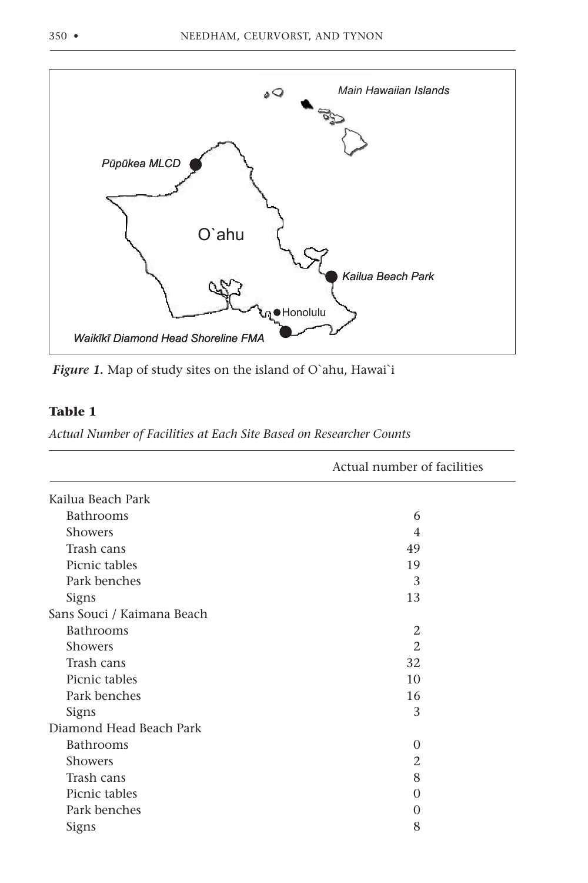*Figure 1.* Map of study sites on the island of O`ahu, Hawai`i

**Table 1**

*Actual Number of Facilities at Each Site Based on Researcher Counts*

| | Actual number of facilities |
|---|---|
| Kailua Beach Park | |
| Bathrooms | 6 |
| Showers | 4 |
| Trash cans | 49 |
| Picnic tables | 19 |
| Park benches | 3 |
| Signs | 13 |
| Sans Souci / Kaimana Beach | |
| Bathrooms | 2 |
| Showers | 2 |
| Trash cans | 32 |
| Picnic tables | 10 |
| Park benches | 16 |
| Signs | 3 |
| Diamond Head Beach Park | |
| Bathrooms | 0 |
| Showers | 2 |
| Trash cans | 8 |
| Picnic tables | 0 |
| Park benches | 0 |
| Signs | 8 |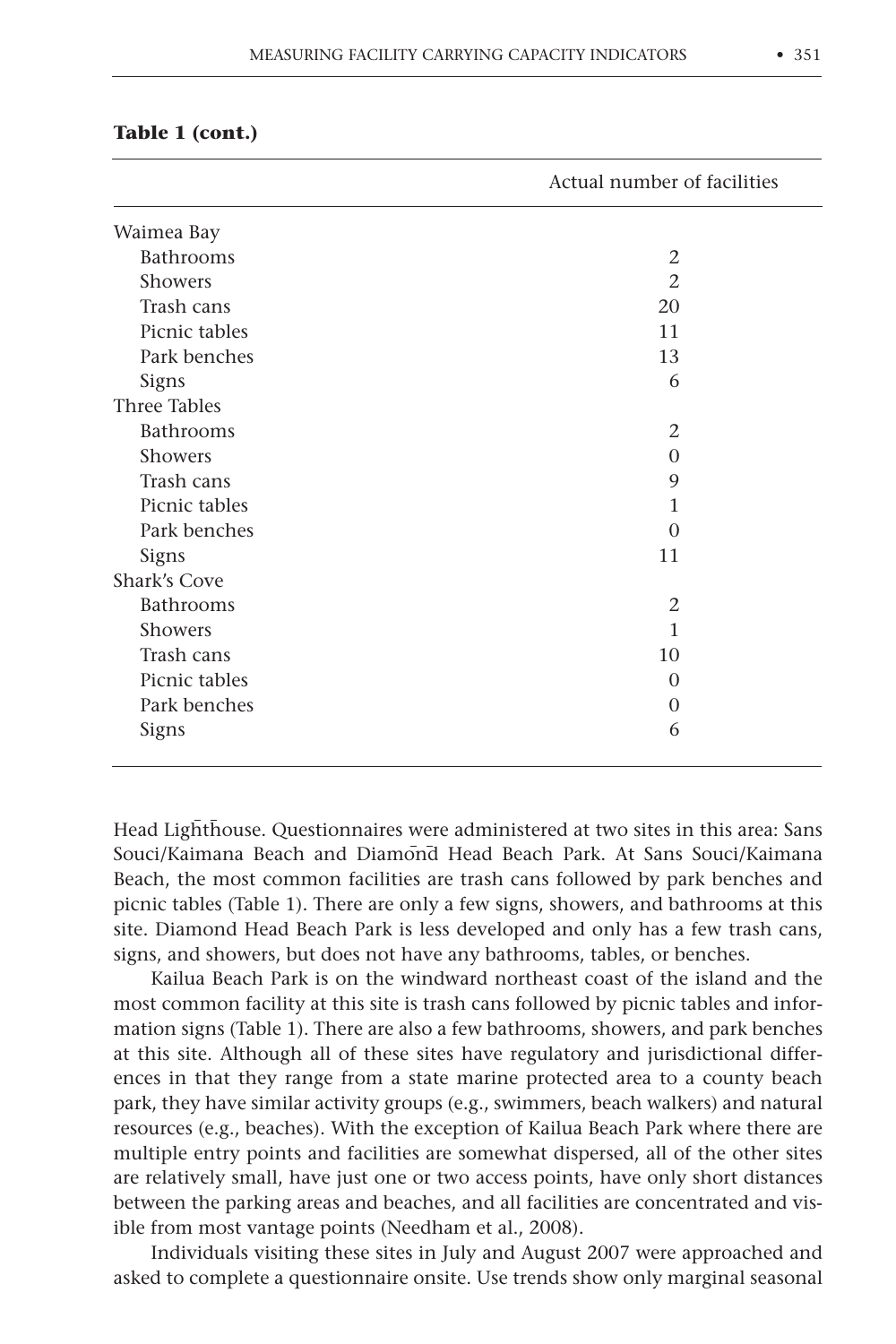**Table 1 (cont.)**

| | Actual number of facilities |
|---|---|
| Waimea Bay | |
| Bathrooms | 2 |
| Showers | 2 |
| Trash cans | 20 |
| Picnic tables | 11 |
| Park benches | 13 |
| Signs | 6 |
| Three Tables | |
| Bathrooms | 2 |
| Showers | 0 |
| Trash cans | 9 |
| Picnic tables | 1 |
| Park benches | 0 |
| Signs | 11 |
| Shark's Cove | |
| Bathrooms | 2 |
| Showers | 1 |
| Trash cans | 10 |
| Picnic tables | 0 |
| Park benches | 0 |
| Signs | 6 |

Head Lighthouse. Questionnaires were administered at two sites in this area: Sans Souci/Kaimana Beach and Diamond Head Beach Park. At Sans Souci/Kaimana Beach, the most common facilities are trash cans followed by park benches and picnic tables (Table 1). There are only a few signs, showers, and bathrooms at this site. Diamond Head Beach Park is less developed and only has a few trash cans, signs, and showers, but does not have any bathrooms, tables, or benches.

Kailua Beach Park is on the windward northeast coast of the island and the most common facility at this site is trash cans followed by picnic tables and information signs (Table 1). There are also a few bathrooms, showers, and park benches at this site. Although all of these sites have regulatory and jurisdictional differences in that they range from a state marine protected area to a county beach park, they have similar activity groups (e.g., swimmers, beach walkers) and natural resources (e.g., beaches). With the exception of Kailua Beach Park where there are multiple entry points and facilities are somewhat dispersed, all of the other sites are relatively small, have just one or two access points, have only short distances between the parking areas and beaches, and all facilities are concentrated and visible from most vantage points (Needham et al., 2008).

Individuals visiting these sites in July and August 2007 were approached and asked to complete a questionnaire onsite. Use trends show only marginal seasonal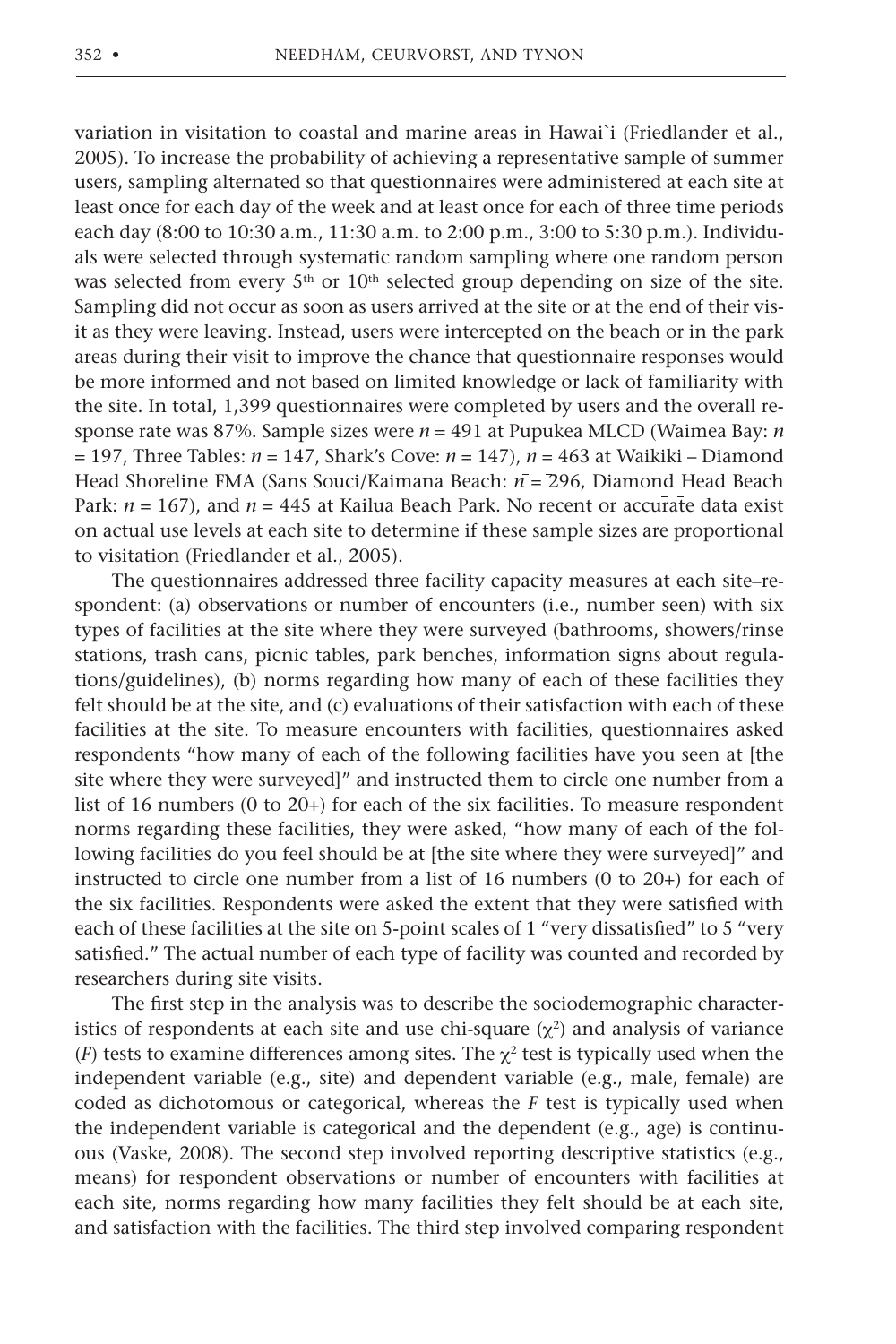variation in visitation to coastal and marine areas in Hawai`i (Friedlander et al., 2005). To increase the probability of achieving a representative sample of summer users, sampling alternated so that questionnaires were administered at each site at least once for each day of the week and at least once for each of three time periods each day (8:00 to 10:30 a.m., 11:30 a.m. to 2:00 p.m., 3:00 to 5:30 p.m.). Individuals were selected through systematic random sampling where one random person was selected from every 5th or 10th selected group depending on size of the site. Sampling did not occur as soon as users arrived at the site or at the end of their visit as they were leaving. Instead, users were intercepted on the beach or in the park areas during their visit to improve the chance that questionnaire responses would be more informed and not based on limited knowledge or lack of familiarity with the site. In total, 1,399 questionnaires were completed by users and the overall response rate was 87%. Sample sizes were $n = 491$ at Pupukea MLCD (Waimea Bay: $n = 197$, Three Tables: $n = 147$, Shark's Cove: $n = 147$), $n = 463$ at Waikiki – Diamond Head Shoreline FMA (Sans Souci/Kaimana Beach: $n = 296$, Diamond Head Beach Park: $n = 167$), and $n = 445$ at Kailua Beach Park. No recent or accurate data exist on actual use levels at each site to determine if these sample sizes are proportional to visitation (Friedlander et al., 2005).

The questionnaires addressed three facility capacity measures at each site–respondent: (a) observations or number of encounters (i.e., number seen) with six types of facilities at the site where they were surveyed (bathrooms, showers/rinse stations, trash cans, picnic tables, park benches, information signs about regulations/guidelines), (b) norms regarding how many of each of these facilities they felt should be at the site, and (c) evaluations of their satisfaction with each of these facilities at the site. To measure encounters with facilities, questionnaires asked respondents "how many of each of the following facilities have you seen at [the site where they were surveyed]" and instructed them to circle one number from a list of 16 numbers (0 to 20+) for each of the six facilities. To measure respondent norms regarding these facilities, they were asked, "how many of each of the following facilities do you feel should be at [the site where they were surveyed]" and instructed them to circle one number from a list of 16 numbers (0 to 20+) for each of the six facilities. Respondents were asked the extent that they were satisfied with each of these facilities at the site on 5-point scales of 1 "very dissatisfied" to 5 "very satisfied." The actual number of each type of facility was counted and recorded by researchers during site visits.

The first step in the analysis was to describe the sociodemographic characteristics of respondents at each site and use chi-square ($\chi^2$) and analysis of variance ($F$) tests to examine differences among sites. The $\chi^2$ test is typically used when the independent variable (e.g., site) and dependent variable (e.g., male, female) are coded as dichotomous or categorical, whereas the $F$ test is typically used when the independent variable is categorical and the dependent (e.g., age) is continuous (Vaske, 2008). The second step involved reporting descriptive statistics (e.g., means) for respondent observations or number of encounters with facilities at each site, norms regarding how many facilities they felt should be at each site, and satisfaction with the facilities. The third step involved comparing respondent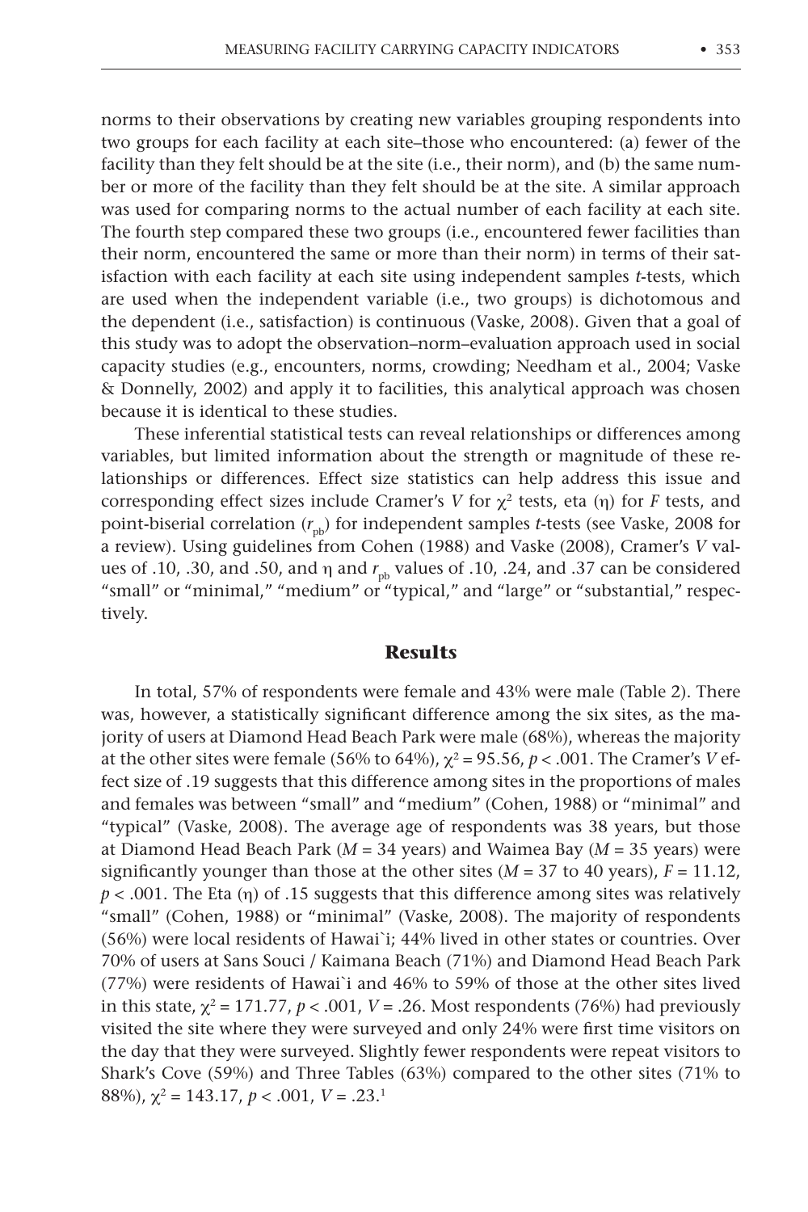norms to their observations by creating new variables grouping respondents into two groups for each facility at each site–those who encountered: (a) fewer of the facility than they felt should be at the site (i.e., their norm), and (b) the same number or more of the facility than they felt should be at the site. A similar approach was used for comparing norms to the actual number of each facility at each site. The fourth step compared these two groups (i.e., encountered fewer facilities than their norm, encountered the same or more than their norm) in terms of their satisfaction with each facility at each site using independent samples *t*-tests, which are used when the independent variable (i.e., two groups) is dichotomous and the dependent (i.e., satisfaction) is continuous (Vaske, 2008). Given that a goal of this study was to adopt the observation–norm–evaluation approach used in social capacity studies (e.g., encounters, norms, crowding; Needham et al., 2004; Vaske & Donnelly, 2002) and apply it to facilities, this analytical approach was chosen because it is identical to these studies.

These inferential statistical tests can reveal relationships or differences among variables, but limited information about the strength or magnitude of these relationships or differences. Effect size statistics can help address this issue and corresponding effect sizes include Cramer's *V* for $\chi^2$ tests, eta ($\eta$) for *F* tests, and point-biserial correlation ($r_{pb}$) for independent samples *t*-tests (see Vaske, 2008 for a review). Using guidelines from Cohen (1988) and Vaske (2008), Cramer's *V* values of .10, .30, and .50, and $\eta$ and $r_{pb}$ values of .10, .24, and .37 can be considered "small" or "minimal," "medium" or "typical," and "large" or "substantial," respectively.

## Results

In total, 57% of respondents were female and 43% were male (Table 2). There was, however, a statistically significant difference among the six sites, as the majority of users at Diamond Head Beach Park were male (68%), whereas the majority at the other sites were female (56% to 64%), $\chi^2 = 95.56$, $p < .001$. The Cramer's *V* effect size of .19 suggests that this difference among sites in the proportions of males and females was between "small" and "medium" (Cohen, 1988) or "minimal" and "typical" (Vaske, 2008). The average age of respondents was 38 years, but those at Diamond Head Beach Park ($M = 34$ years) and Waimea Bay ($M = 35$ years) were significantly younger than those at the other sites ($M = 37$ to 40 years), $F = 11.12$, $p < .001$. The Eta ($\eta$) of .15 suggests that this difference among sites was relatively "small" (Cohen, 1988) or "minimal" (Vaske, 2008). The majority of respondents (56%) were local residents of Hawai`i; 44% lived in other states or countries. Over 70% of users at Sans Souci / Kaimana Beach (71%) and Diamond Head Beach Park (77%) were residents of Hawai`i and 46% to 59% of those at the other sites lived in this state, $\chi^2 = 171.77$, $p < .001$, $V = .26$. Most respondents (76%) had previously visited the site where they were surveyed and only 24% were first time visitors on the day that they were surveyed. Slightly fewer respondents were repeat visitors to Shark's Cove (59%) and Three Tables (63%) compared to the other sites (71% to 88%), $\chi^2 = 143.17$, $p < .001$, $V = .23$.[1]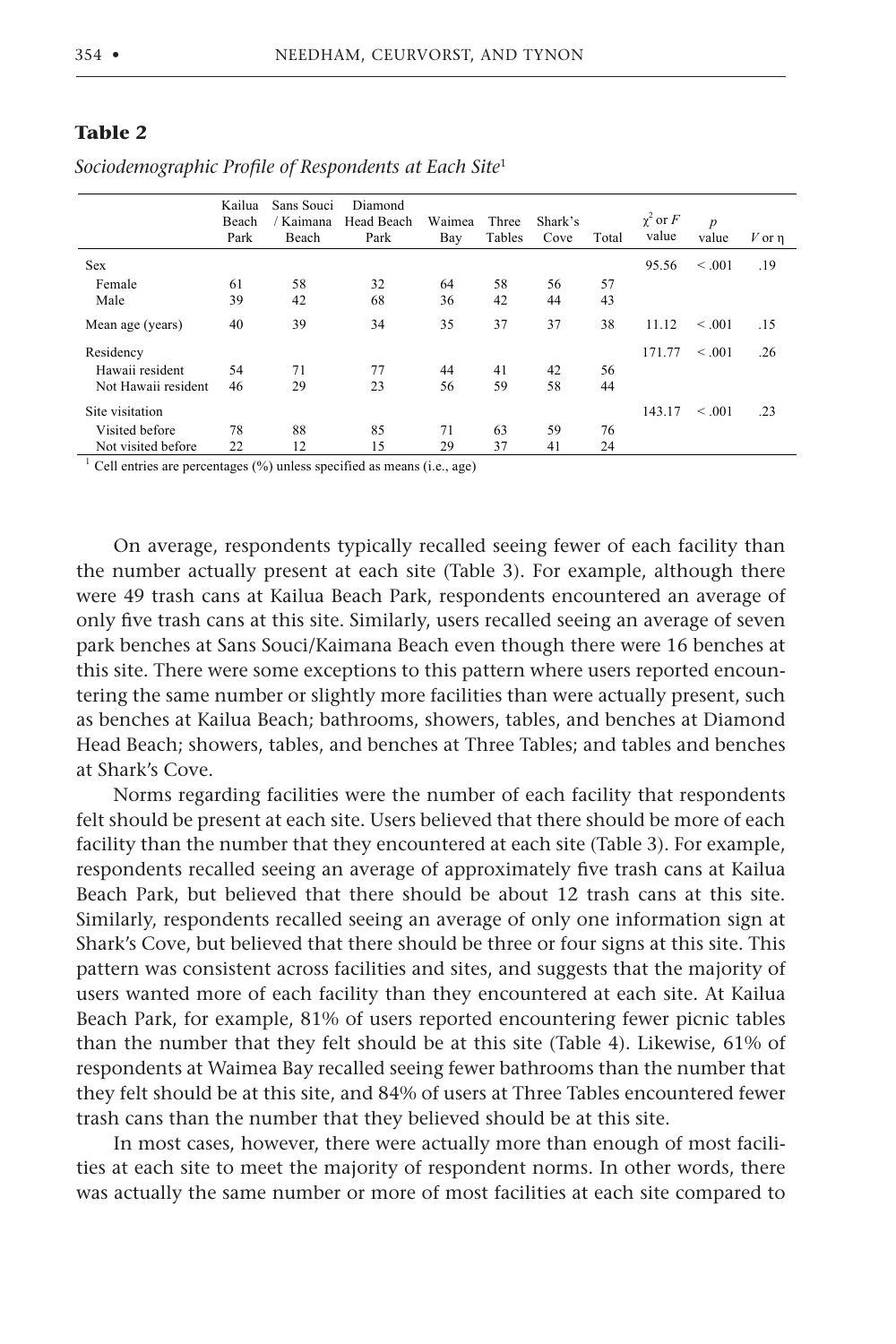**Table 2**

*Sociodemographic Profile of Respondents at Each Site*[1]

| | Kailua Beach Park | Sans Souci / Kaimana Beach | Diamond Head Beach Park | Waimea Bay | Three Tables | Shark's Cove | Total | $\chi^2$ or $F$ value | $p$ value | $V$ or $\eta$ |
|---|---|---|---|---|---|---|---|---|---|---|
| Sex | | | | | | | | 95.56 | < .001 | .19 |
| Female | 61 | 58 | 32 | 64 | 58 | 56 | 57 | | | |
| Male | 39 | 42 | 68 | 36 | 42 | 44 | 43 | | | |
| Mean age (years) | 40 | 39 | 34 | 35 | 37 | 37 | 38 | 11.12 | < .001 | .15 |
| Residency | | | | | | | | 171.77 | < .001 | .26 |
| Hawaii resident | 54 | 71 | 77 | 44 | 41 | 42 | 56 | | | |
| Not Hawaii resident | 46 | 29 | 23 | 56 | 59 | 58 | 44 | | | |
| Site visitation | | | | | | | | 143.17 | < .001 | .23 |
| Visited before | 78 | 88 | 85 | 71 | 63 | 59 | 76 | | | |
| Not visited before | 22 | 12 | 15 | 29 | 37 | 41 | 24 | | | |

[1] Cell entries are percentages (%) unless specified as means (i.e., age)

On average, respondents typically recalled seeing fewer of each facility than the number actually present at each site (Table 3). For example, although there were 49 trash cans at Kailua Beach Park, respondents encountered an average of only five trash cans at this site. Similarly, users recalled seeing an average of seven park benches at Sans Souci/Kaimana Beach even though there were 16 benches at this site. There were some exceptions to this pattern where users reported encountering the same number or slightly more facilities than were actually present, such as benches at Kailua Beach; bathrooms, showers, tables, and benches at Diamond Head Beach; showers, tables, and benches at Three Tables; and tables and benches at Shark's Cove.

Norms regarding facilities were the number of each facility that respondents felt should be present at each site. Users believed that there should be more of each facility than the number that they encountered at each site (Table 3). For example, respondents recalled seeing an average of approximately five trash cans at Kailua Beach Park, but believed that there should be about 12 trash cans at this site. Similarly, respondents recalled seeing an average of only one information sign at Shark's Cove, but believed that there should be three or four signs at this site. This pattern was consistent across facilities and sites, and suggests that the majority of users wanted more of each facility than they encountered at each site. At Kailua Beach Park, for example, 81% of users reported encountering fewer picnic tables than the number that they felt should be at this site (Table 4). Likewise, 61% of respondents at Waimea Bay recalled seeing fewer bathrooms than the number that they felt should be at this site, and 84% of users at Three Tables encountered fewer trash cans than the number that they believed should be at this site.

In most cases, however, there were actually more than enough of most facilities at each site to meet the majority of respondent norms. In other words, there was actually the same number or more of most facilities at each site compared to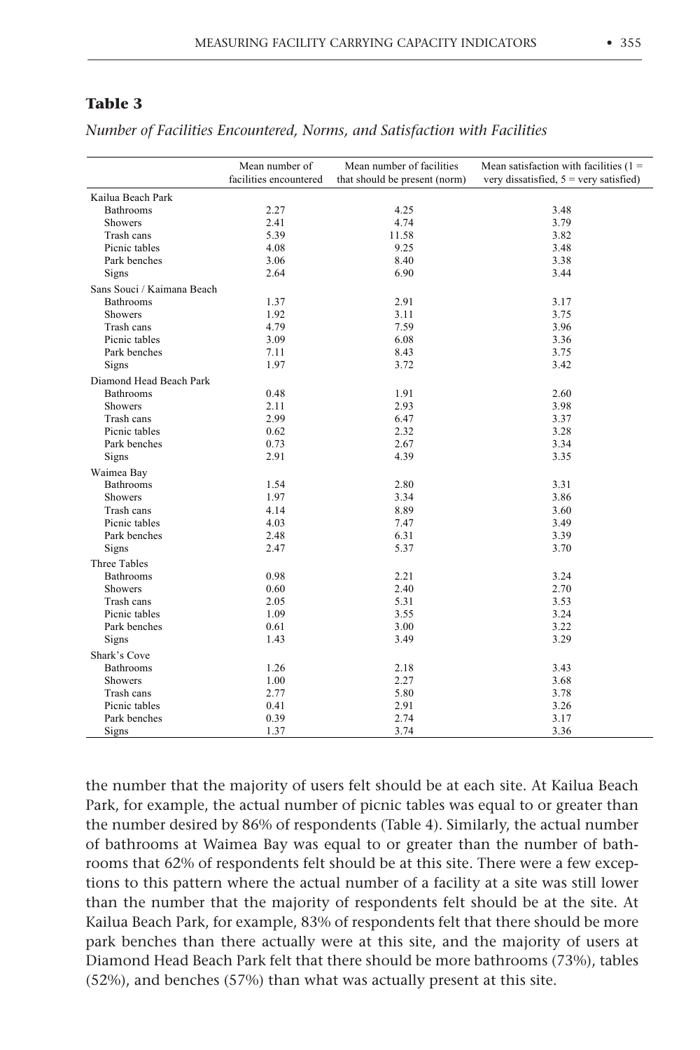**Table 3**

*Number of Facilities Encountered, Norms, and Satisfaction with Facilities*

| | Mean number of facilities encountered | Mean number of facilities that should be present (norm) | Mean satisfaction with facilities (1 = very dissatisfied, 5 = very satisfied) |
|---|---|---|---|
| Kailua Beach Park | | | |
| Bathrooms | 2.27 | 4.25 | 3.48 |
| Showers | 2.41 | 4.74 | 3.79 |
| Trash cans | 5.39 | 11.58 | 3.82 |
| Picnic tables | 4.08 | 9.25 | 3.48 |
| Park benches | 3.06 | 8.40 | 3.38 |
| Signs | 2.64 | 6.90 | 3.44 |
| Sans Souci / Kaimana Beach | | | |
| Bathrooms | 1.37 | 2.91 | 3.17 |
| Showers | 1.92 | 3.11 | 3.75 |
| Trash cans | 4.79 | 7.59 | 3.96 |
| Picnic tables | 3.09 | 6.08 | 3.36 |
| Park benches | 7.11 | 8.43 | 3.75 |
| Signs | 1.97 | 3.72 | 3.42 |
| Diamond Head Beach Park | | | |
| Bathrooms | 0.48 | 1.91 | 2.60 |
| Showers | 2.11 | 2.93 | 3.98 |
| Trash cans | 2.99 | 6.47 | 3.37 |
| Picnic tables | 0.62 | 2.32 | 3.28 |
| Park benches | 0.73 | 2.67 | 3.34 |
| Signs | 2.91 | 4.39 | 3.35 |
| Waimea Bay | | | |
| Bathrooms | 1.54 | 2.80 | 3.31 |
| Showers | 1.97 | 3.34 | 3.86 |
| Trash cans | 4.14 | 8.89 | 3.60 |
| Picnic tables | 4.03 | 7.47 | 3.49 |
| Park benches | 2.48 | 6.31 | 3.39 |
| Signs | 2.47 | 5.37 | 3.70 |
| Three Tables | | | |
| Bathrooms | 0.98 | 2.21 | 3.24 |
| Showers | 0.60 | 2.40 | 2.70 |
| Trash cans | 2.05 | 5.31 | 3.53 |
| Picnic tables | 1.09 | 3.55 | 3.24 |
| Park benches | 0.61 | 3.00 | 3.22 |
| Signs | 1.43 | 3.49 | 3.29 |
| Shark's Cove | | | |
| Bathrooms | 1.26 | 2.18 | 3.43 |
| Showers | 1.00 | 2.27 | 3.68 |
| Trash cans | 2.77 | 5.80 | 3.78 |
| Picnic tables | 0.41 | 2.91 | 3.26 |
| Park benches | 0.39 | 2.74 | 3.17 |
| Signs | 1.37 | 3.74 | 3.36 |

the number that the majority of users felt should be at each site. At Kailua Beach Park, for example, the actual number of picnic tables was equal to or greater than the number desired by 86% of respondents (Table 4). Similarly, the actual number of bathrooms at Waimea Bay was equal to or greater than the number of bathrooms that 62% of respondents felt should be at this site. There were a few exceptions to this pattern where the actual number of a facility at a site was still lower than the number that the majority of respondents felt should be at the site. At Kailua Beach Park, for example, 83% of respondents felt that there should be more park benches than there actually were at this site, and the majority of users at Diamond Head Beach Park felt that there should be more bathrooms (73%), tables (52%), and benches (57%) than what was actually present at this site.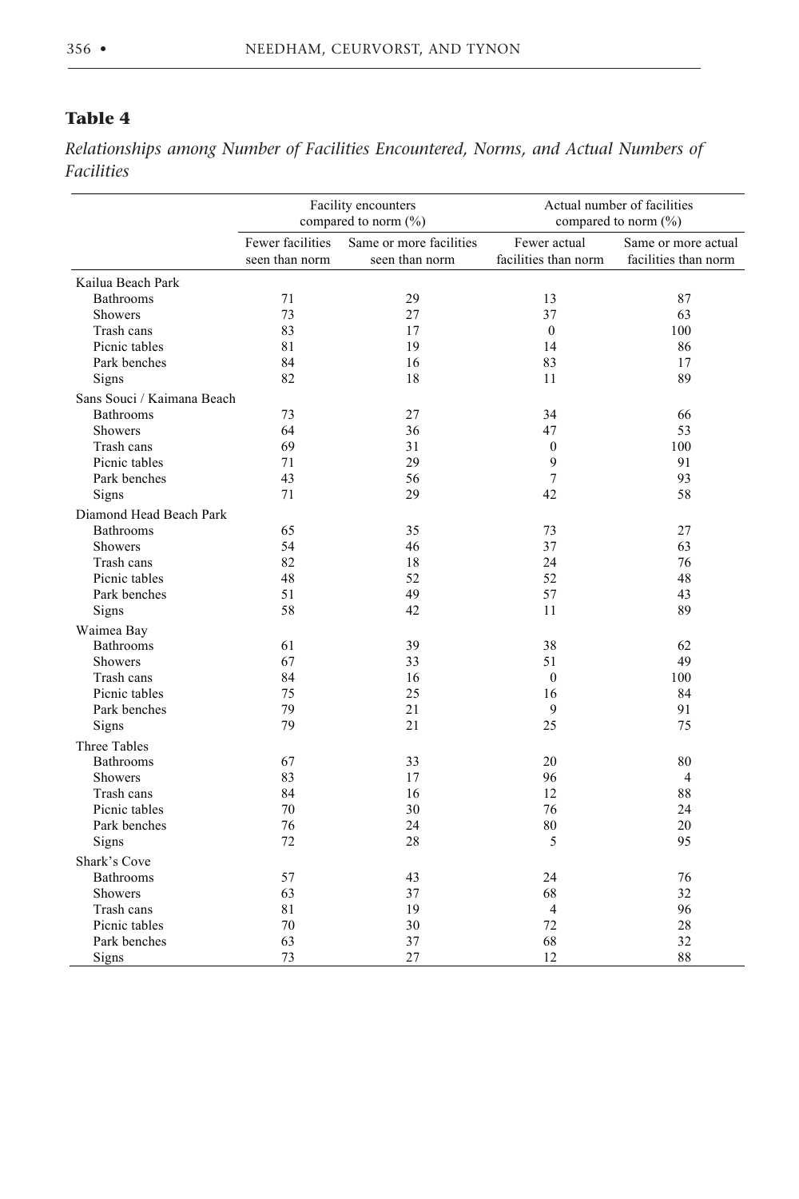## Table 4

*Relationships among Number of Facilities Encountered, Norms, and Actual Numbers of Facilities*

| | Facility encounters compared to norm (%) | | Actual number of facilities compared to norm (%) | |
|---|---|---|---|---|
| | Fewer facilities seen than norm | Same or more facilities seen than norm | Fewer actual facilities than norm | Same or more actual facilities than norm |
| **Kailua Beach Park** | | | | |
| Bathrooms | 71 | 29 | 13 | 87 |
| Showers | 73 | 27 | 37 | 63 |
| Trash cans | 83 | 17 | 0 | 100 |
| Picnic tables | 81 | 19 | 14 | 86 |
| Park benches | 84 | 16 | 83 | 17 |
| Signs | 82 | 18 | 11 | 89 |
| **Sans Souci / Kaimana Beach** | | | | |
| Bathrooms | 73 | 27 | 34 | 66 |
| Showers | 64 | 36 | 47 | 53 |
| Trash cans | 69 | 31 | 0 | 100 |
| Picnic tables | 71 | 29 | 9 | 91 |
| Park benches | 43 | 56 | 7 | 93 |
| Signs | 71 | 29 | 42 | 58 |
| **Diamond Head Beach Park** | | | | |
| Bathrooms | 65 | 35 | 73 | 27 |
| Showers | 54 | 46 | 37 | 63 |
| Trash cans | 82 | 18 | 24 | 76 |
| Picnic tables | 48 | 52 | 52 | 48 |
| Park benches | 51 | 49 | 57 | 43 |
| Signs | 58 | 42 | 11 | 89 |
| **Waimea Bay** | | | | |
| Bathrooms | 61 | 39 | 38 | 62 |
| Showers | 67 | 33 | 51 | 49 |
| Trash cans | 84 | 16 | 0 | 100 |
| Picnic tables | 75 | 25 | 16 | 84 |
| Park benches | 79 | 21 | 9 | 91 |
| Signs | 79 | 21 | 25 | 75 |
| **Three Tables** | | | | |
| Bathrooms | 67 | 33 | 20 | 80 |
| Showers | 83 | 17 | 96 | 4 |
| Trash cans | 84 | 16 | 12 | 88 |
| Picnic tables | 70 | 30 | 76 | 24 |
| Park benches | 76 | 24 | 80 | 20 |
| Signs | 72 | 28 | 5 | 95 |
| **Shark's Cove** | | | | |
| Bathrooms | 57 | 43 | 24 | 76 |
| Showers | 63 | 37 | 68 | 32 |
| Trash cans | 81 | 19 | 4 | 96 |
| Picnic tables | 70 | 30 | 72 | 28 |
| Park benches | 63 | 37 | 68 | 32 |
| Signs | 73 | 27 | 12 | 88 |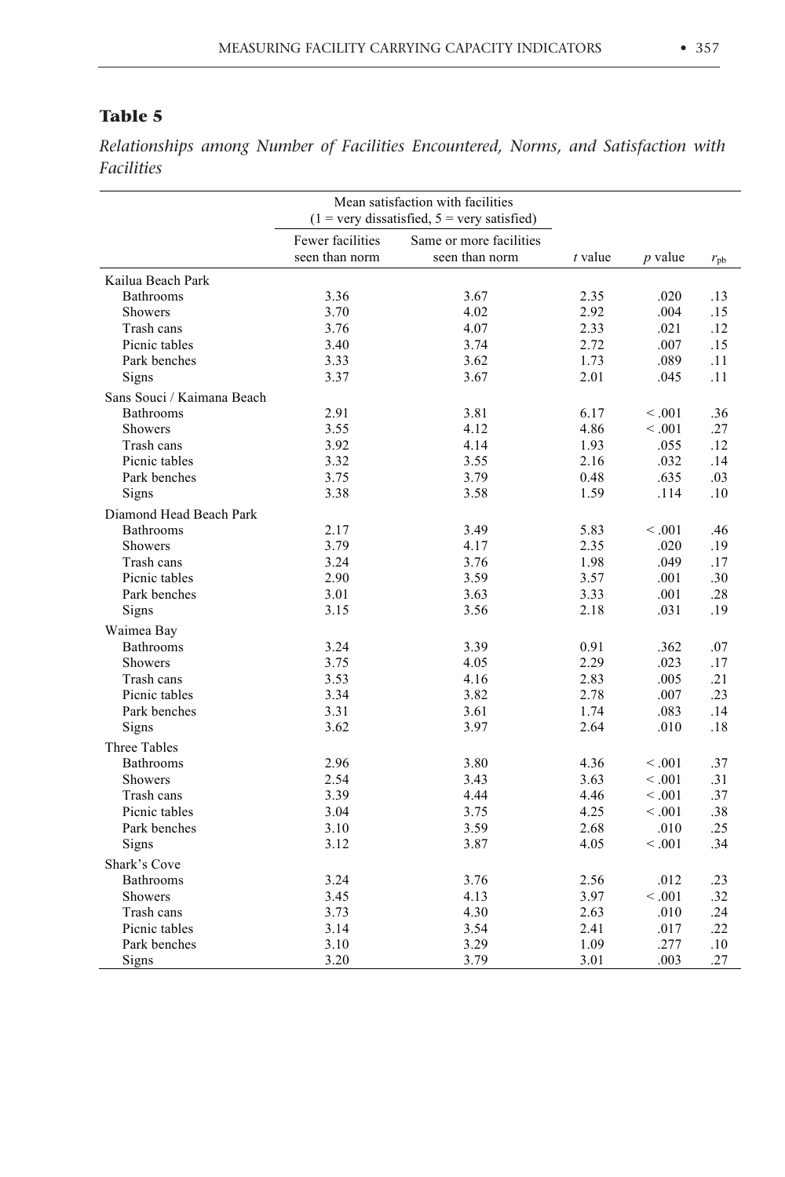**Table 5**

*Relationships among Number of Facilities Encountered, Norms, and Satisfaction with Facilities*

| | Mean satisfaction with facilities (1 = very dissatisfied, 5 = very satisfied) | | | | |
|---|---|---|---|---|---|
| | Fewer facilities seen than norm | Same or more facilities seen than norm | *t* value | *p* value | $r_{pb}$ |
| Kailua Beach Park | | | | | |
| Bathrooms | 3.36 | 3.67 | 2.35 | .020 | .13 |
| Showers | 3.70 | 4.02 | 2.92 | .004 | .15 |
| Trash cans | 3.76 | 4.07 | 2.33 | .021 | .12 |
| Picnic tables | 3.40 | 3.74 | 2.72 | .007 | .15 |
| Park benches | 3.33 | 3.62 | 1.73 | .089 | .11 |
| Signs | 3.37 | 3.67 | 2.01 | .045 | .11 |
| Sans Souci / Kaimana Beach | | | | | |
| Bathrooms | 2.91 | 3.81 | 6.17 | < .001 | .36 |
| Showers | 3.55 | 4.12 | 4.86 | < .001 | .27 |
| Trash cans | 3.92 | 4.14 | 1.93 | .055 | .12 |
| Picnic tables | 3.32 | 3.55 | 2.16 | .032 | .14 |
| Park benches | 3.75 | 3.79 | 0.48 | .635 | .03 |
| Signs | 3.38 | 3.58 | 1.59 | .114 | .10 |
| Diamond Head Beach Park | | | | | |
| Bathrooms | 2.17 | 3.49 | 5.83 | < .001 | .46 |
| Showers | 3.79 | 4.17 | 2.35 | .020 | .19 |
| Trash cans | 3.24 | 3.76 | 1.98 | .049 | .17 |
| Picnic tables | 2.90 | 3.59 | 3.57 | .001 | .30 |
| Park benches | 3.01 | 3.63 | 3.33 | .001 | .28 |
| Signs | 3.15 | 3.56 | 2.18 | .031 | .19 |
| Waimea Bay | | | | | |
| Bathrooms | 3.24 | 3.39 | 0.91 | .362 | .07 |
| Showers | 3.75 | 4.05 | 2.29 | .023 | .17 |
| Trash cans | 3.53 | 4.16 | 2.83 | .005 | .21 |
| Picnic tables | 3.34 | 3.82 | 2.78 | .007 | .23 |
| Park benches | 3.31 | 3.61 | 1.74 | .083 | .14 |
| Signs | 3.62 | 3.97 | 2.64 | .010 | .18 |
| Three Tables | | | | | |
| Bathrooms | 2.96 | 3.80 | 4.36 | < .001 | .37 |
| Showers | 2.54 | 3.43 | 3.63 | < .001 | .31 |
| Trash cans | 3.39 | 4.44 | 4.46 | < .001 | .37 |
| Picnic tables | 3.04 | 3.75 | 4.25 | < .001 | .38 |
| Park benches | 3.10 | 3.59 | 2.68 | .010 | .25 |
| Signs | 3.12 | 3.87 | 4.05 | < .001 | .34 |
| Shark's Cove | | | | | |
| Bathrooms | 3.24 | 3.76 | 2.56 | .012 | .23 |
| Showers | 3.45 | 4.13 | 3.97 | < .001 | .32 |
| Trash cans | 3.73 | 4.30 | 2.63 | .010 | .24 |
| Picnic tables | 3.14 | 3.54 | 2.41 | .017 | .22 |
| Park benches | 3.10 | 3.29 | 1.09 | .277 | .10 |
| Signs | 3.20 | 3.79 | 3.01 | .003 | .27 |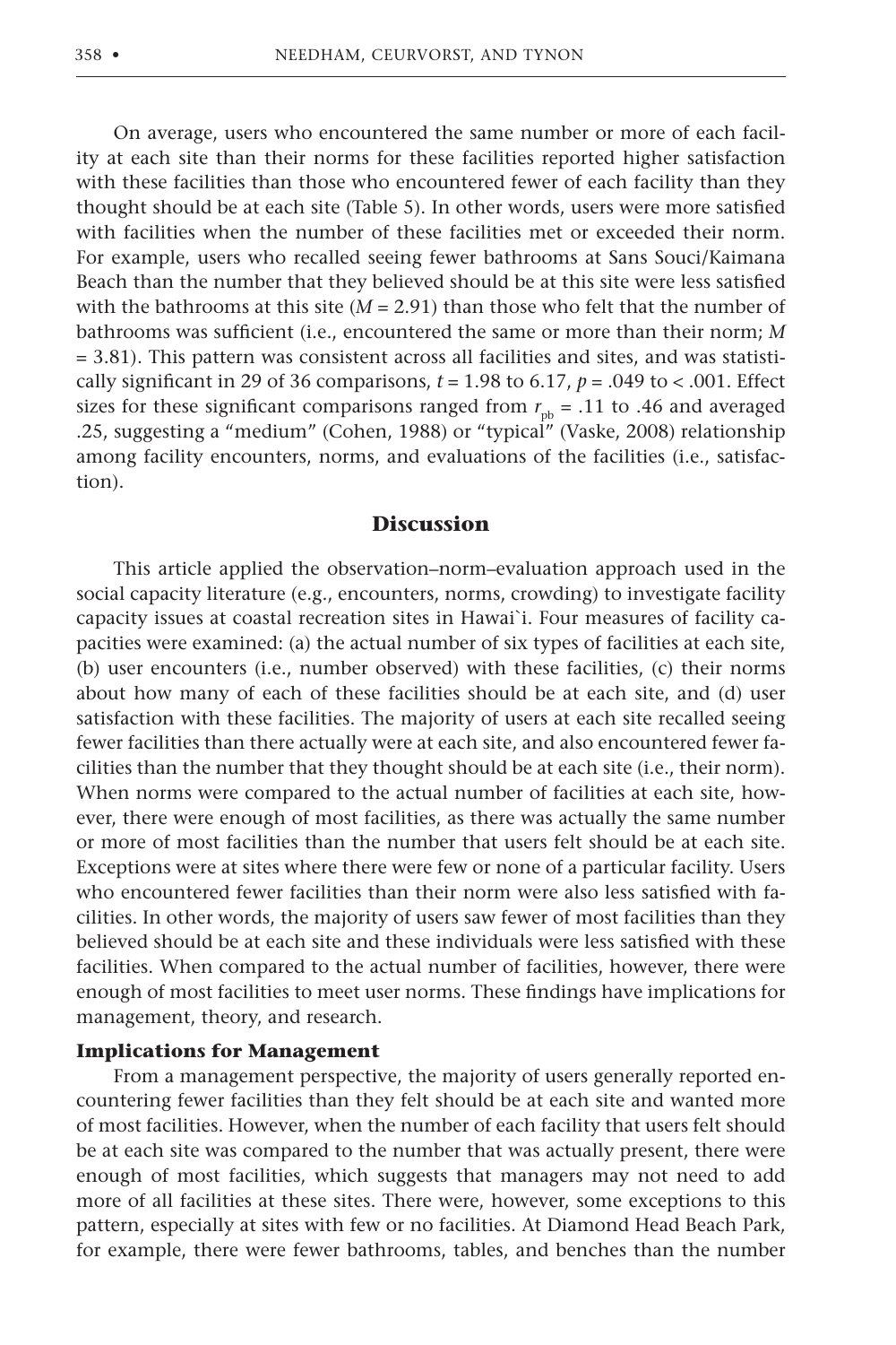On average, users who encountered the same number or more of each facility at each site than their norms for these facilities reported higher satisfaction with these facilities than those who encountered fewer of each facility than they thought should be at each site (Table 5). In other words, users were more satisfied with facilities when the number of these facilities met or exceeded their norm. For example, users who recalled seeing fewer bathrooms at Sans Souci/Kaimana Beach than the number that they believed should be at this site were less satisfied with the bathrooms at this site ($M = 2.91$) than those who felt that the number of bathrooms was sufficient (i.e., encountered the same or more than their norm; $M = 3.81$). This pattern was consistent across all facilities and sites, and was statistically significant in 29 of 36 comparisons, $t = 1.98$ to $6.17$, $p = .049$ to $< .001$. Effect sizes for these significant comparisons ranged from $r_{pb} = .11$ to $.46$ and averaged .25, suggesting a "medium" (Cohen, 1988) or "typical" (Vaske, 2008) relationship among facility encounters, norms, and evaluations of the facilities (i.e., satisfaction).

## Discussion

This article applied the observation–norm–evaluation approach used in the social capacity literature (e.g., encounters, norms, crowding) to investigate facility capacity issues at coastal recreation sites in Hawai`i. Four measures of facility capacities were examined: (a) the actual number of six types of facilities at each site, (b) user encounters (i.e., number observed) with these facilities, (c) their norms about how many of each of these facilities should be at each site, and (d) user satisfaction with these facilities. The majority of users at each site recalled seeing fewer facilities than there actually were at each site, and also encountered fewer facilities than the number that they thought should be at each site (i.e., their norm). When norms were compared to the actual number of facilities at each site, however, there were enough of most facilities, as there was actually the same number or more of most facilities than the number that users felt should be at each site. Exceptions were at sites where there were few or none of a particular facility. Users who encountered fewer facilities than their norm were also less satisfied with facilities. In other words, the majority of users saw fewer of most facilities than they believed should be at each site and these individuals were less satisfied with these facilities. When compared to the actual number of facilities, however, there were enough of most facilities to meet user norms. These findings have implications for management, theory, and research.

### Implications for Management

From a management perspective, the majority of users generally reported encountering fewer facilities than they felt should be at each site and wanted more of most facilities. However, when the number of each facility that users felt should be at each site was compared to the number that was actually present, there were enough of most facilities, which suggests that managers may not need to add more of all facilities at these sites. There were, however, some exceptions to this pattern, especially at sites with few or no facilities. At Diamond Head Beach Park, for example, there were fewer bathrooms, tables, and benches than the number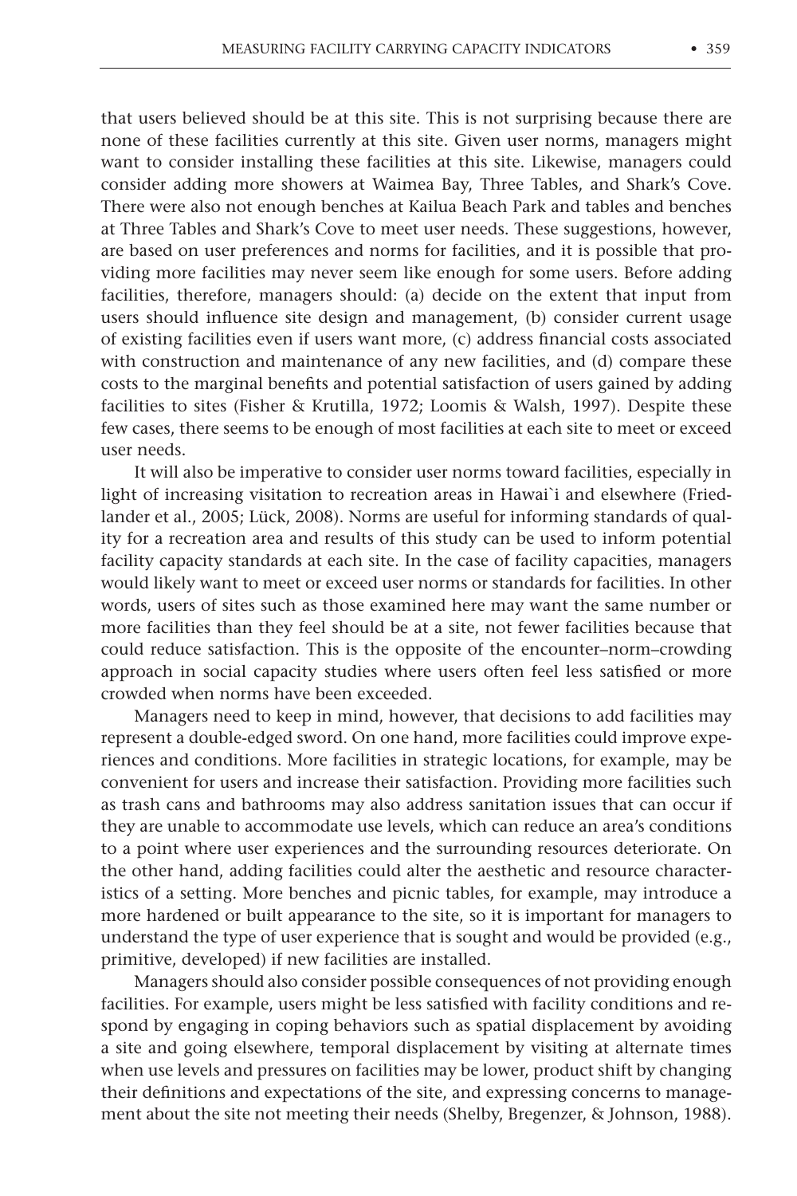that users believed should be at this site. This is not surprising because there are none of these facilities currently at this site. Given user norms, managers might want to consider installing these facilities at this site. Likewise, managers could consider adding more showers at Waimea Bay, Three Tables, and Shark's Cove. There were also not enough benches at Kailua Beach Park and tables and benches at Three Tables and Shark's Cove to meet user needs. These suggestions, however, are based on user preferences and norms for facilities, and it is possible that providing more facilities may never seem like enough for some users. Before adding facilities, therefore, managers should: (a) decide on the extent that input from users should influence site design and management, (b) consider current usage of existing facilities even if users want more, (c) address financial costs associated with construction and maintenance of any new facilities, and (d) compare these costs to the marginal benefits and potential satisfaction of users gained by adding facilities to sites (Fisher & Krutilla, 1972; Loomis & Walsh, 1997). Despite these few cases, there seems to be enough of most facilities at each site to meet or exceed user needs.

It will also be imperative to consider user norms toward facilities, especially in light of increasing visitation to recreation areas in Hawai`i and elsewhere (Friedlander et al., 2005; Lück, 2008). Norms are useful for informing standards of quality for a recreation area and results of this study can be used to inform potential facility capacity standards at each site. In the case of facility capacities, managers would likely want to meet or exceed user norms or standards for facilities. In other words, users of sites such as those examined here may want the same number or more facilities than they feel should be at a site, not fewer facilities because that could reduce satisfaction. This is the opposite of the encounter–norm–crowding approach in social capacity studies where users often feel less satisfied or more crowded when norms have been exceeded.

Managers need to keep in mind, however, that decisions to add facilities may represent a double-edged sword. On one hand, more facilities could improve experiences and conditions. More facilities in strategic locations, for example, may be convenient for users and increase their satisfaction. Providing more facilities such as trash cans and bathrooms may also address sanitation issues that can occur if they are unable to accommodate use levels, which can reduce an area's conditions to a point where user experiences and the surrounding resources deteriorate. On the other hand, adding facilities could alter the aesthetic and resource characteristics of a setting. More benches and picnic tables, for example, may introduce a more hardened or built appearance to the site, so it is important for managers to understand the type of user experience that is sought and would be provided (e.g., primitive, developed) if new facilities are installed.

Managers should also consider possible consequences of not providing enough facilities. For example, users might be less satisfied with facility conditions and respond by engaging in coping behaviors such as spatial displacement by avoiding a site and going elsewhere, temporal displacement by visiting at alternate times when use levels and pressures on facilities may be lower, product shift by changing their definitions and expectations of the site, and expressing concerns to management about the site not meeting their needs (Shelby, Bregenzer, & Johnson, 1988).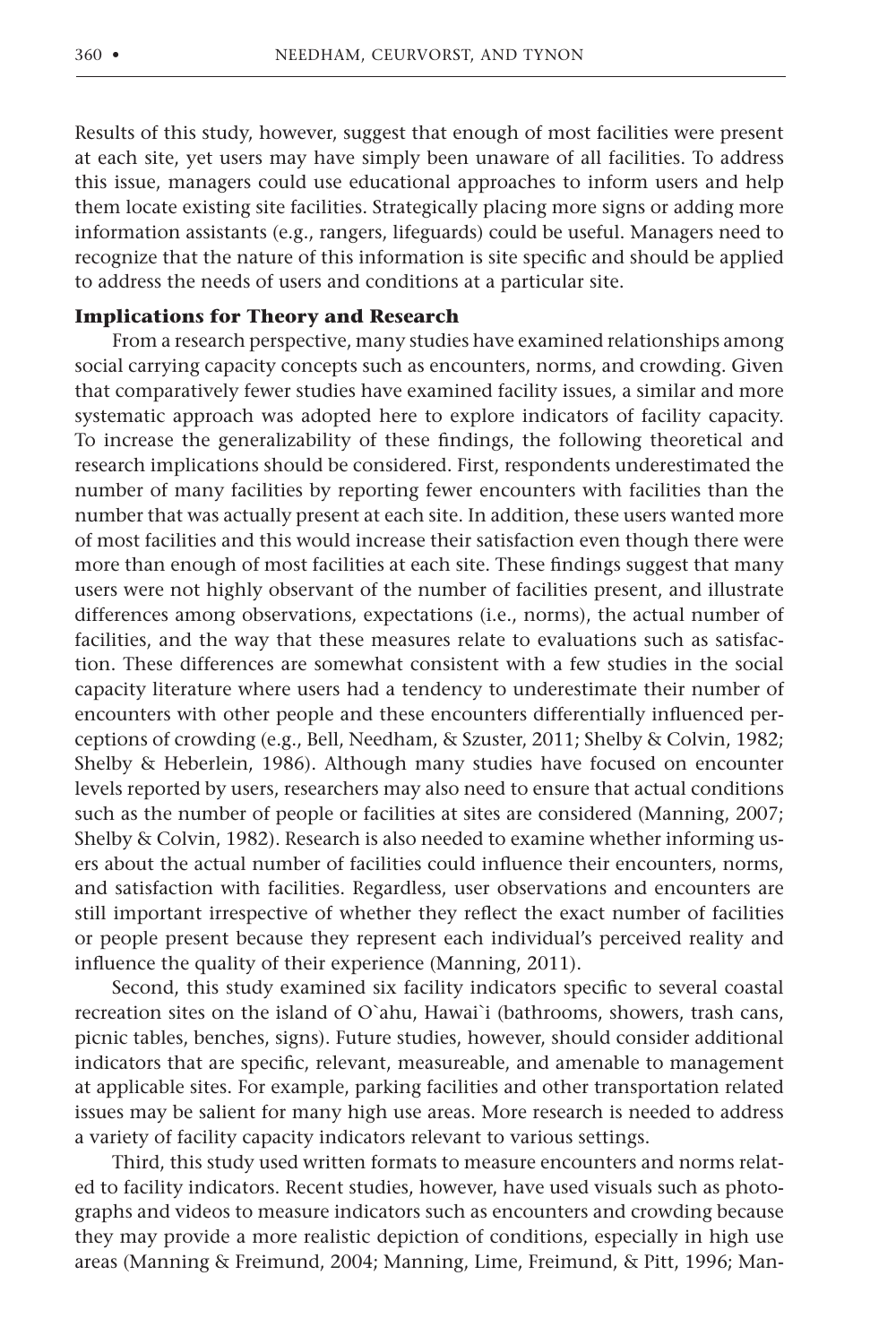Results of this study, however, suggest that enough of most facilities were present at each site, yet users may have simply been unaware of all facilities. To address this issue, managers could use educational approaches to inform users and help them locate existing site facilities. Strategically placing more signs or adding more information assistants (e.g., rangers, lifeguards) could be useful. Managers need to recognize that the nature of this information is site specific and should be applied to address the needs of users and conditions at a particular site.

### Implications for Theory and Research

From a research perspective, many studies have examined relationships among social carrying capacity concepts such as encounters, norms, and crowding. Given that comparatively fewer studies have examined facility issues, a similar and more systematic approach was adopted here to explore indicators of facility capacity. To increase the generalizability of these findings, the following theoretical and research implications should be considered. First, respondents underestimated the number of many facilities by reporting fewer encounters with facilities than the number that was actually present at each site. In addition, these users wanted more of most facilities and this would increase their satisfaction even though there were more than enough of most facilities at each site. These findings suggest that many users were not highly observant of the number of facilities present, and illustrate differences among observations, expectations (i.e., norms), the actual number of facilities, and the way that these measures relate to evaluations such as satisfaction. These differences are somewhat consistent with a few studies in the social capacity literature where users had a tendency to underestimate their number of encounters with other people and these encounters differentially influenced perceptions of crowding (e.g., Bell, Needham, & Szuster, 2011; Shelby & Colvin, 1982; Shelby & Heberlein, 1986). Although many studies have focused on encounter levels reported by users, researchers may also need to ensure that actual conditions such as the number of people or facilities at sites are considered (Manning, 2007; Shelby & Colvin, 1982). Research is also needed to examine whether informing users about the actual number of facilities could influence their encounters, norms, and satisfaction with facilities. Regardless, user observations and encounters are still important irrespective of whether they reflect the exact number of facilities or people present because they represent each individual's perceived reality and influence the quality of their experience (Manning, 2011).

Second, this study examined six facility indicators specific to several coastal recreation sites on the island of O`ahu, Hawai`i (bathrooms, showers, trash cans, picnic tables, benches, signs). Future studies, however, should consider additional indicators that are specific, relevant, measureable, and amenable to management at applicable sites. For example, parking facilities and other transportation related issues may be salient for many high use areas. More research is needed to address a variety of facility capacity indicators relevant to various settings.

Third, this study used written formats to measure encounters and norms related to facility indicators. Recent studies, however, have used visuals such as photographs and videos to measure indicators such as encounters and crowding because they may provide a more realistic depiction of conditions, especially in high use areas (Manning & Freimund, 2004; Manning, Lime, Freimund, & Pitt, 1996; Man-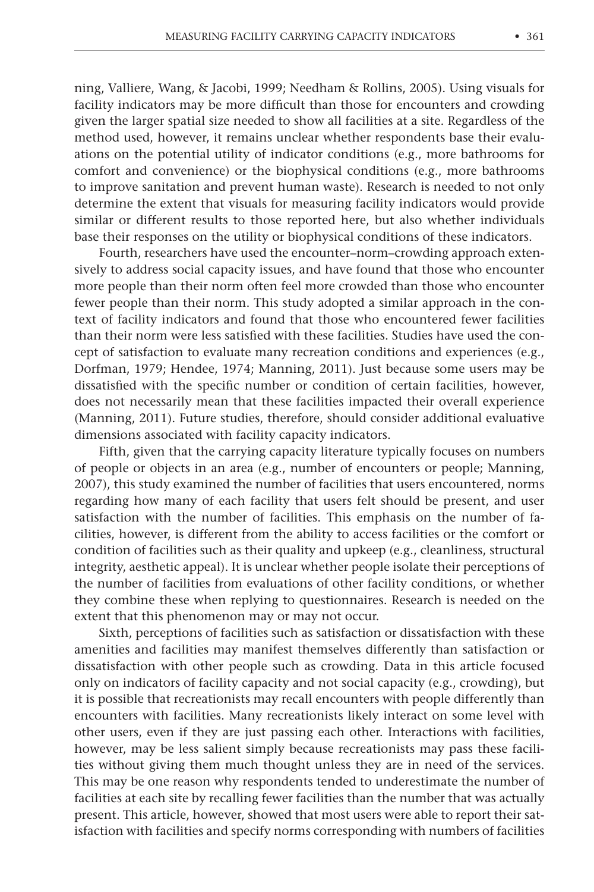ning, Valliere, Wang, & Jacobi, 1999; Needham & Rollins, 2005). Using visuals for facility indicators may be more difficult than those for encounters and crowding given the larger spatial size needed to show all facilities at a site. Regardless of the method used, however, it remains unclear whether respondents base their evaluations on the potential utility of indicator conditions (e.g., more bathrooms for comfort and convenience) or the biophysical conditions (e.g., more bathrooms to improve sanitation and prevent human waste). Research is needed to not only determine the extent that visuals for measuring facility indicators would provide similar or different results to those reported here, but also whether individuals base their responses on the utility or biophysical conditions of these indicators.

Fourth, researchers have used the encounter–norm–crowding approach extensively to address social capacity issues, and have found that those who encounter more people than their norm often feel more crowded than those who encounter fewer people than their norm. This study adopted a similar approach in the context of facility indicators and found that those who encountered fewer facilities than their norm were less satisfied with these facilities. Studies have used the concept of satisfaction to evaluate many recreation conditions and experiences (e.g., Dorfman, 1979; Hendee, 1974; Manning, 2011). Just because some users may be dissatisfied with the specific number or condition of certain facilities, however, does not necessarily mean that these facilities impacted their overall experience (Manning, 2011). Future studies, therefore, should consider additional evaluative dimensions associated with facility capacity indicators.

Fifth, given that the carrying capacity literature typically focuses on numbers of people or objects in an area (e.g., number of encounters or people; Manning, 2007), this study examined the number of facilities that users encountered, norms regarding how many of each facility that users felt should be present, and user satisfaction with the number of facilities. This emphasis on the number of facilities, however, is different from the ability to access facilities or the comfort or condition of facilities such as their quality and upkeep (e.g., cleanliness, structural integrity, aesthetic appeal). It is unclear whether people isolate their perceptions of the number of facilities from evaluations of other facility conditions, or whether they combine these when replying to questionnaires. Research is needed on the extent that this phenomenon may or may not occur.

Sixth, perceptions of facilities such as satisfaction or dissatisfaction with these amenities and facilities may manifest themselves differently than satisfaction or dissatisfaction with other people such as crowding. Data in this article focused only on indicators of facility capacity and not social capacity (e.g., crowding), but it is possible that recreationists may recall encounters with people differently than encounters with facilities. Many recreationists likely interact on some level with other users, even if they are just passing each other. Interactions with facilities, however, may be less salient simply because recreationists may pass these facilities without giving them much thought unless they are in need of the services. This may be one reason why respondents tended to underestimate the number of facilities at each site by recalling fewer facilities than the number that was actually present. This article, however, showed that most users were able to report their satisfaction with facilities and specify norms corresponding with numbers of facilities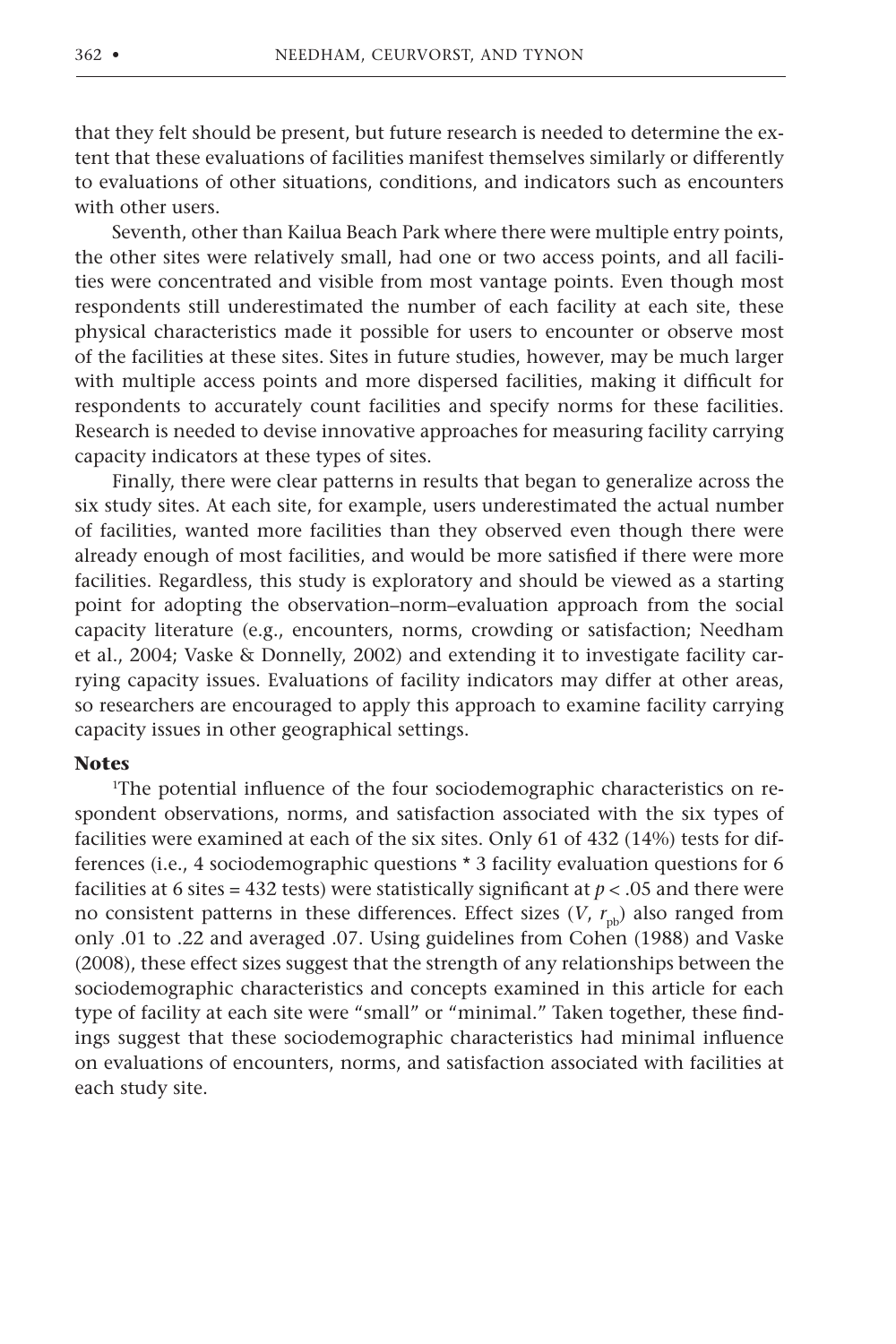that they felt should be present, but future research is needed to determine the extent that these evaluations of facilities manifest themselves similarly or differently to evaluations of other situations, conditions, and indicators such as encounters with other users.

Seventh, other than Kailua Beach Park where there were multiple entry points, the other sites were relatively small, had one or two access points, and all facilities were concentrated and visible from most vantage points. Even though most respondents still underestimated the number of each facility at each site, these physical characteristics made it possible for users to encounter or observe most of the facilities at these sites. Sites in future studies, however, may be much larger with multiple access points and more dispersed facilities, making it difficult for respondents to accurately count facilities and specify norms for these facilities. Research is needed to devise innovative approaches for measuring facility carrying capacity indicators at these types of sites.

Finally, there were clear patterns in results that began to generalize across the six study sites. At each site, for example, users underestimated the actual number of facilities, wanted more facilities than they observed even though there were already enough of most facilities, and would be more satisfied if there were more facilities. Regardless, this study is exploratory and should be viewed as a starting point for adopting the observation–norm–evaluation approach from the social capacity literature (e.g., encounters, norms, crowding or satisfaction; Needham et al., 2004; Vaske & Donnelly, 2002) and extending it to investigate facility carrying capacity issues. Evaluations of facility indicators may differ at other areas, so researchers are encouraged to apply this approach to examine facility carrying capacity issues in other geographical settings.

## Notes

[1]The potential influence of the four sociodemographic characteristics on respondent observations, norms, and satisfaction associated with the six types of facilities were examined at each of the six sites. Only 61 of 432 (14%) tests for differences (i.e., 4 sociodemographic questions * 3 facility evaluation questions for 6 facilities at 6 sites = 432 tests) were statistically significant at $p < .05$ and there were no consistent patterns in these differences. Effect sizes ($V$, $r_{pb}$) also ranged from only .01 to .22 and averaged .07. Using guidelines from Cohen (1988) and Vaske (2008), these effect sizes suggest that the strength of any relationships between the sociodemographic characteristics and concepts examined in this article for each type of facility at each site were "small" or "minimal." Taken together, these findings suggest that these sociodemographic characteristics had minimal influence on evaluations of encounters, norms, and satisfaction associated with facilities at each study site.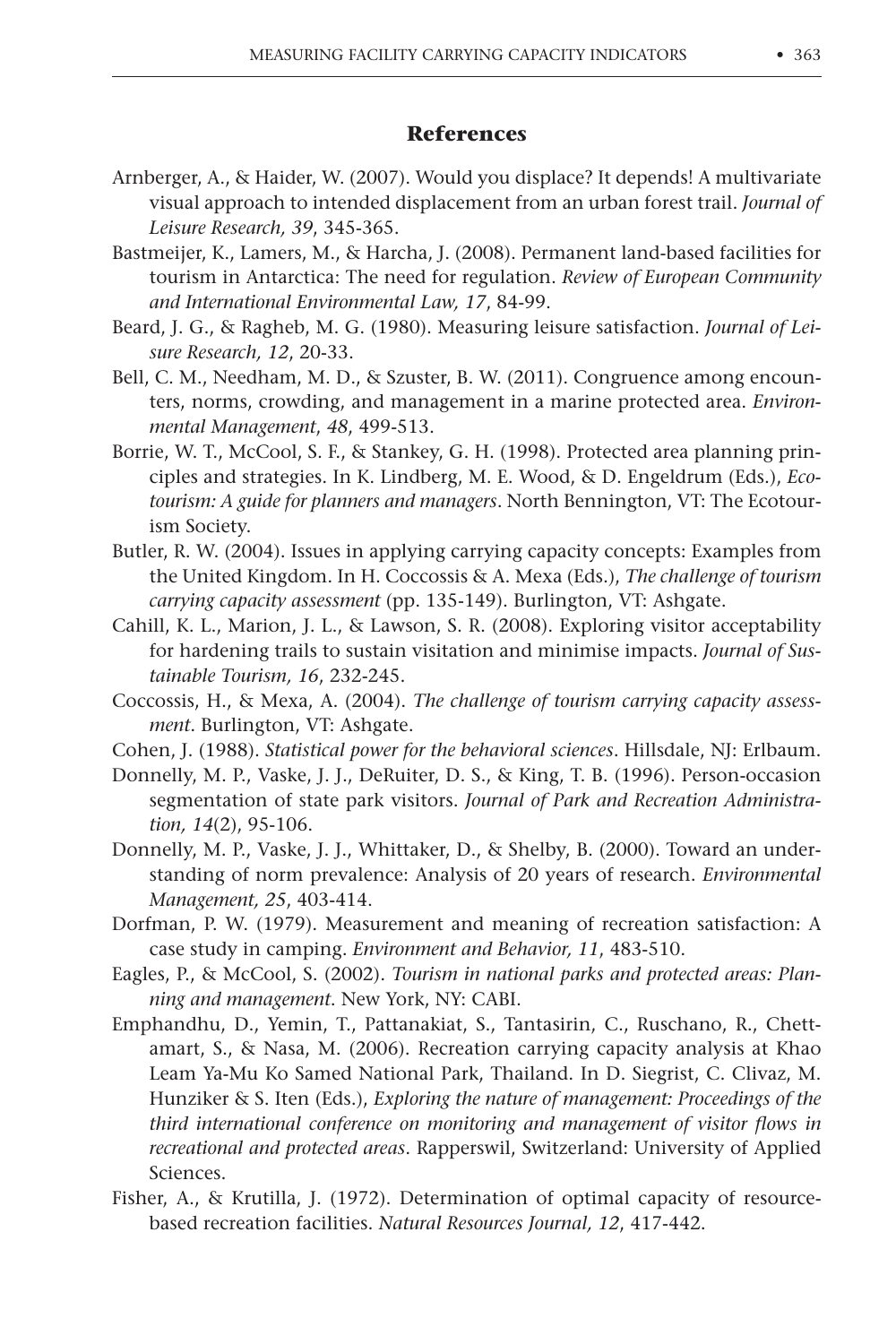## References

Arnberger, A., & Haider, W. (2007). Would you displace? It depends! A multivariate visual approach to intended displacement from an urban forest trail. *Journal of Leisure Research, 39*, 345-365.

Bastmeijer, K., Lamers, M., & Harcha, J. (2008). Permanent land-based facilities for tourism in Antarctica: The need for regulation. *Review of European Community and International Environmental Law, 17*, 84-99.

Beard, J. G., & Ragheb, M. G. (1980). Measuring leisure satisfaction. *Journal of Leisure Research, 12*, 20-33.

Bell, C. M., Needham, M. D., & Szuster, B. W. (2011). Congruence among encounters, norms, crowding, and management in a marine protected area. *Environmental Management*, *48*, 499-513.

Borrie, W. T., McCool, S. F., & Stankey, G. H. (1998). Protected area planning principles and strategies. In K. Lindberg, M. E. Wood, & D. Engeldrum (Eds.), *Ecotourism: A guide for planners and managers*. North Bennington, VT: The Ecotourism Society.

Butler, R. W. (2004). Issues in applying carrying capacity concepts: Examples from the United Kingdom. In H. Coccossis & A. Mexa (Eds.), *The challenge of tourism carrying capacity assessment* (pp. 135-149). Burlington, VT: Ashgate.

Cahill, K. L., Marion, J. L., & Lawson, S. R. (2008). Exploring visitor acceptability for hardening trails to sustain visitation and minimise impacts. *Journal of Sustainable Tourism, 16*, 232-245.

Coccossis, H., & Mexa, A. (2004). *The challenge of tourism carrying capacity assessment*. Burlington, VT: Ashgate.

Cohen, J. (1988). *Statistical power for the behavioral sciences*. Hillsdale, NJ: Erlbaum.

Donnelly, M. P., Vaske, J. J., DeRuiter, D. S., & King, T. B. (1996). Person-occasion segmentation of state park visitors. *Journal of Park and Recreation Administration, 14*(2), 95-106.

Donnelly, M. P., Vaske, J. J., Whittaker, D., & Shelby, B. (2000). Toward an understanding of norm prevalence: Analysis of 20 years of research. *Environmental Management, 25*, 403-414.

Dorfman, P. W. (1979). Measurement and meaning of recreation satisfaction: A case study in camping. *Environment and Behavior, 11*, 483-510.

Eagles, P., & McCool, S. (2002). *Tourism in national parks and protected areas: Planning and management*. New York, NY: CABI.

Emphandhu, D., Yemin, T., Pattanakiat, S., Tantasirin, C., Ruschano, R., Chettamart, S., & Nasa, M. (2006). Recreation carrying capacity analysis at Khao Leam Ya-Mu Ko Samed National Park, Thailand. In D. Siegrist, C. Clivaz, M. Hunziker & S. Iten (Eds.), *Exploring the nature of management: Proceedings of the third international conference on monitoring and management of visitor flows in recreational and protected areas*. Rapperswil, Switzerland: University of Applied Sciences.

Fisher, A., & Krutilla, J. (1972). Determination of optimal capacity of resource-based recreation facilities. *Natural Resources Journal, 12*, 417-442.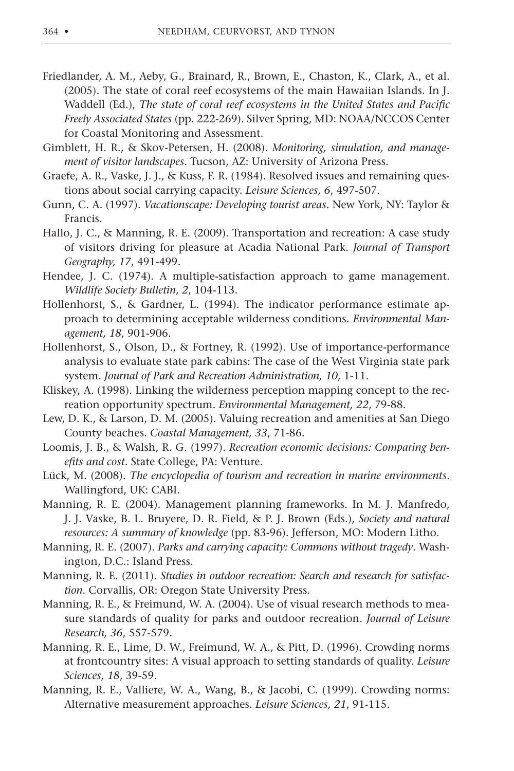Friedlander, A. M., Aeby, G., Brainard, R., Brown, E., Chaston, K., Clark, A., et al. (2005). The state of coral reef ecosystems of the main Hawaiian Islands. In J. Waddell (Ed.), *The state of coral reef ecosystems in the United States and Pacific Freely Associated States* (pp. 222-269). Silver Spring, MD: NOAA/NCCOS Center for Coastal Monitoring and Assessment.

Gimblett, H. R., & Skov-Petersen, H. (2008). *Monitoring, simulation, and management of visitor landscapes*. Tucson, AZ: University of Arizona Press.

Graefe, A. R., Vaske, J. J., & Kuss, F. R. (1984). Resolved issues and remaining questions about social carrying capacity. *Leisure Sciences, 6*, 497-507.

Gunn, C. A. (1997). *Vacationscape: Developing tourist areas*. New York, NY: Taylor & Francis.

Hallo, J. C., & Manning, R. E. (2009). Transportation and recreation: A case study of visitors driving for pleasure at Acadia National Park. *Journal of Transport Geography, 17*, 491-499.

Hendee, J. C. (1974). A multiple-satisfaction approach to game management. *Wildlife Society Bulletin, 2*, 104-113.

Hollenhorst, S., & Gardner, L. (1994). The indicator performance estimate approach to determining acceptable wilderness conditions. *Environmental Management, 18*, 901-906.

Hollenhorst, S., Olson, D., & Fortney, R. (1992). Use of importance-performance analysis to evaluate state park cabins: The case of the West Virginia state park system. *Journal of Park and Recreation Administration, 10*, 1-11.

Kliskey, A. (1998). Linking the wilderness perception mapping concept to the recreation opportunity spectrum. *Environmental Management, 22*, 79-88.

Lew, D. K., & Larson, D. M. (2005). Valuing recreation and amenities at San Diego County beaches. *Coastal Management, 33*, 71-86.

Loomis, J. B., & Walsh, R. G. (1997). *Recreation economic decisions: Comparing benefits and cost*. State College, PA: Venture.

Lück, M. (2008). *The encyclopedia of tourism and recreation in marine environments*. Wallingford, UK: CABI.

Manning, R. E. (2004). Management planning frameworks. In M. J. Manfredo, J. J. Vaske, B. L. Bruyere, D. R. Field, & P. J. Brown (Eds.), *Society and natural resources: A summary of knowledge* (pp. 83-96). Jefferson, MO: Modern Litho.

Manning, R. E. (2007). *Parks and carrying capacity: Commons without tragedy*. Washington, D.C.: Island Press.

Manning, R. E. (2011). *Studies in outdoor recreation: Search and research for satisfaction*. Corvallis, OR: Oregon State University Press.

Manning, R. E., & Freimund, W. A. (2004). Use of visual research methods to measure standards of quality for parks and outdoor recreation. *Journal of Leisure Research, 36*, 557-579.

Manning, R. E., Lime, D. W., Freimund, W. A., & Pitt, D. (1996). Crowding norms at frontcountry sites: A visual approach to setting standards of quality. *Leisure Sciences, 18*, 39-59.

Manning, R. E., Valliere, W. A., Wang, B., & Jacobi, C. (1999). Crowding norms: Alternative measurement approaches. *Leisure Sciences, 21*, 91-115.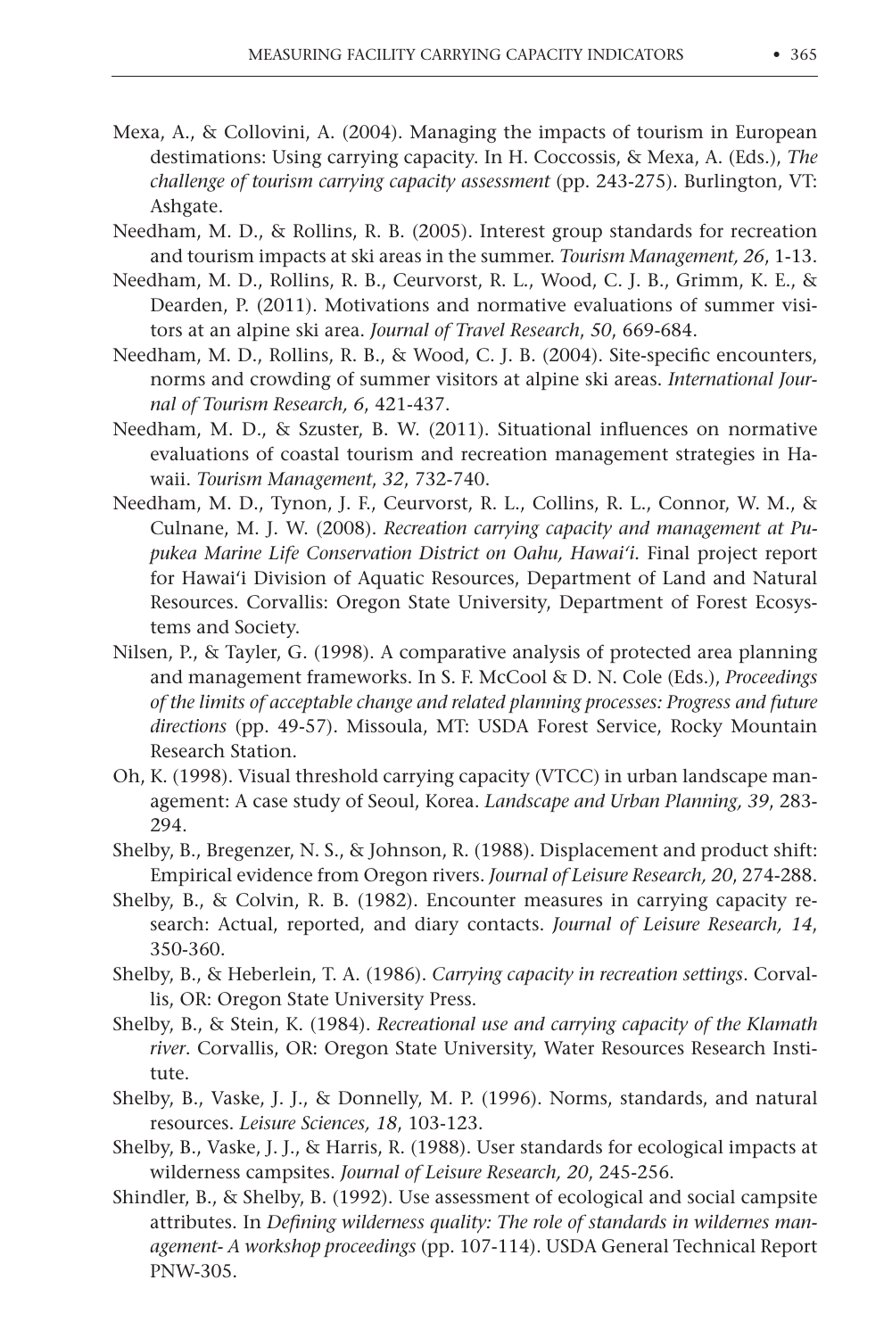Mexa, A., & Collovini, A. (2004). Managing the impacts of tourism in European destimations: Using carrying capacity. In H. Coccossis, & Mexa, A. (Eds.), *The challenge of tourism carrying capacity assessment* (pp. 243-275). Burlington, VT: Ashgate.

Needham, M. D., & Rollins, R. B. (2005). Interest group standards for recreation and tourism impacts at ski areas in the summer. *Tourism Management, 26*, 1-13.

Needham, M. D., Rollins, R. B., Ceurvorst, R. L., Wood, C. J. B., Grimm, K. E., & Dearden, P. (2011). Motivations and normative evaluations of summer visitors at an alpine ski area. *Journal of Travel Research*, *50*, 669-684.

Needham, M. D., Rollins, R. B., & Wood, C. J. B. (2004). Site-specific encounters, norms and crowding of summer visitors at alpine ski areas. *International Journal of Tourism Research, 6*, 421-437.

Needham, M. D., & Szuster, B. W. (2011). Situational influences on normative evaluations of coastal tourism and recreation management strategies in Hawaii. *Tourism Management*, *32*, 732-740.

Needham, M. D., Tynon, J. F., Ceurvorst, R. L., Collins, R. L., Connor, W. M., & Culnane, M. J. W. (2008). *Recreation carrying capacity and management at Pupukea Marine Life Conservation District on Oahu, Hawai'i.* Final project report for Hawai'i Division of Aquatic Resources, Department of Land and Natural Resources. Corvallis: Oregon State University, Department of Forest Ecosystems and Society.

Nilsen, P., & Tayler, G. (1998). A comparative analysis of protected area planning and management frameworks. In S. F. McCool & D. N. Cole (Eds.), *Proceedings of the limits of acceptable change and related planning processes: Progress and future directions* (pp. 49-57). Missoula, MT: USDA Forest Service, Rocky Mountain Research Station.

Oh, K. (1998). Visual threshold carrying capacity (VTCC) in urban landscape management: A case study of Seoul, Korea. *Landscape and Urban Planning, 39*, 283-294.

Shelby, B., Bregenzer, N. S., & Johnson, R. (1988). Displacement and product shift: Empirical evidence from Oregon rivers. *Journal of Leisure Research, 20*, 274-288.

Shelby, B., & Colvin, R. B. (1982). Encounter measures in carrying capacity research: Actual, reported, and diary contacts. *Journal of Leisure Research, 14*, 350-360.

Shelby, B., & Heberlein, T. A. (1986). *Carrying capacity in recreation settings*. Corvallis, OR: Oregon State University Press.

Shelby, B., & Stein, K. (1984). *Recreational use and carrying capacity of the Klamath river*. Corvallis, OR: Oregon State University, Water Resources Research Institute.

Shelby, B., Vaske, J. J., & Donnelly, M. P. (1996). Norms, standards, and natural resources. *Leisure Sciences, 18*, 103-123.

Shelby, B., Vaske, J. J., & Harris, R. (1988). User standards for ecological impacts at wilderness campsites. *Journal of Leisure Research, 20*, 245-256.

Shindler, B., & Shelby, B. (1992). Use assessment of ecological and social campsite attributes. In *Defining wilderness quality: The role of standards in wildernes management- A workshop proceedings* (pp. 107-114). USDA General Technical Report PNW-305.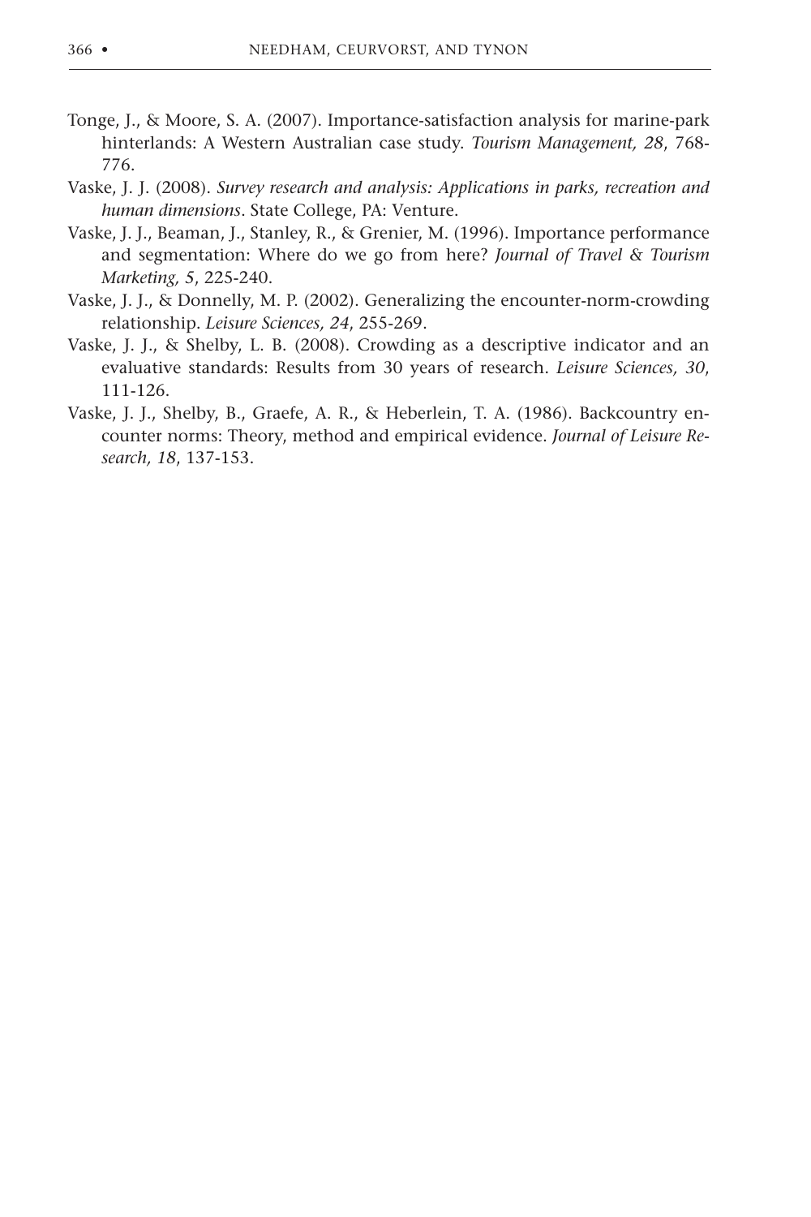Tonge, J., & Moore, S. A. (2007). Importance-satisfaction analysis for marine-park hinterlands: A Western Australian case study. *Tourism Management, 28*, 768-776.

Vaske, J. J. (2008). *Survey research and analysis: Applications in parks, recreation and human dimensions*. State College, PA: Venture.

Vaske, J. J., Beaman, J., Stanley, R., & Grenier, M. (1996). Importance performance and segmentation: Where do we go from here? *Journal of Travel & Tourism Marketing, 5*, 225-240.

Vaske, J. J., & Donnelly, M. P. (2002). Generalizing the encounter-norm-crowding relationship. *Leisure Sciences, 24*, 255-269.

Vaske, J. J., & Shelby, L. B. (2008). Crowding as a descriptive indicator and an evaluative standards: Results from 30 years of research. *Leisure Sciences, 30*, 111-126.

Vaske, J. J., Shelby, B., Graefe, A. R., & Heberlein, T. A. (1986). Backcountry encounter norms: Theory, method and empirical evidence. *Journal of Leisure Research, 18*, 137-153.